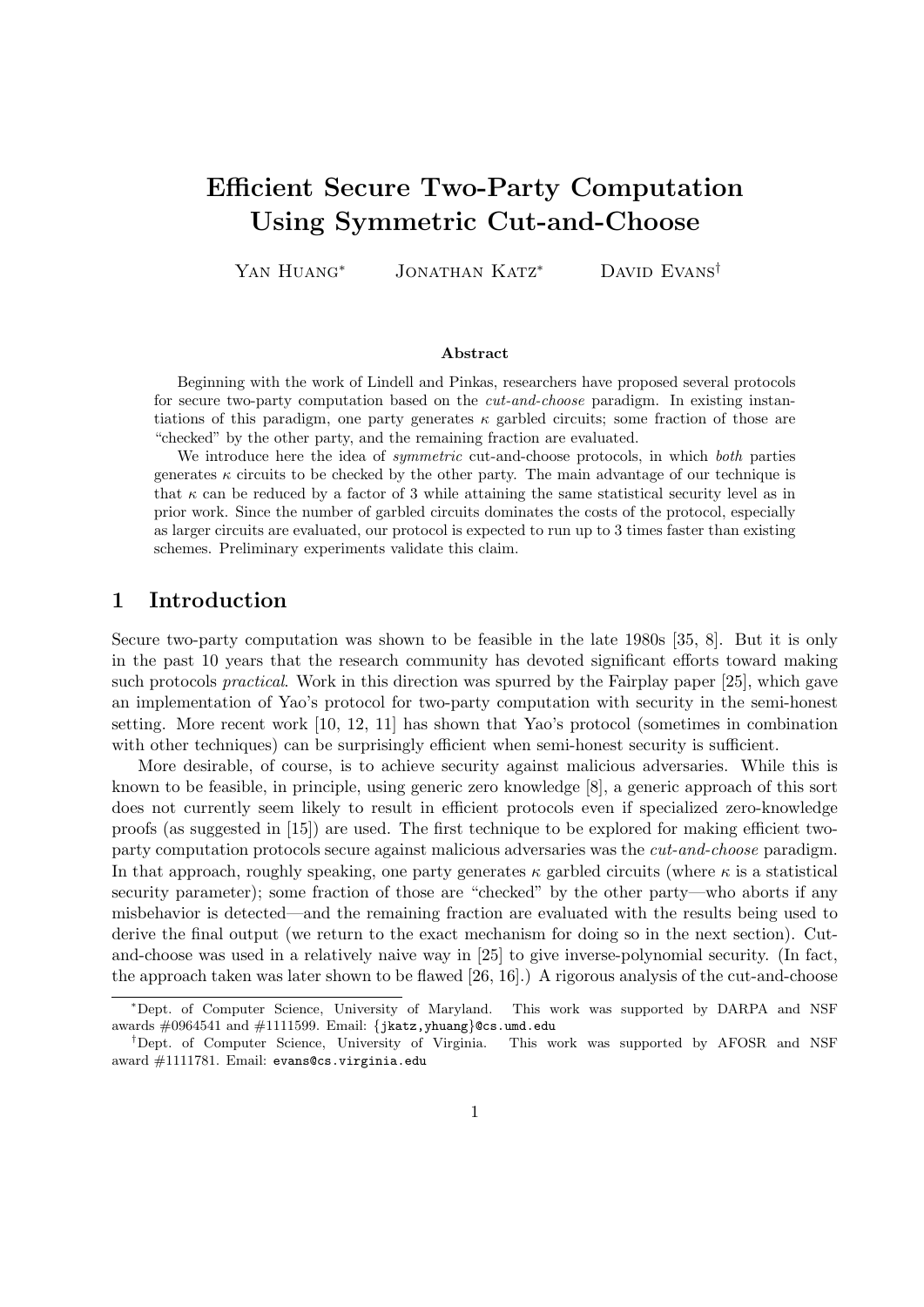# Efficient Secure Two-Party Computation Using Symmetric Cut-and-Choose

Yan Huang[*] Jonathan Katz[*] David Evans[†]

### Abstract

Beginning with the work of Lindell and Pinkas, researchers have proposed several protocols for secure two-party computation based on the *cut-and-choose* paradigm. In existing instantiations of this paradigm, one party generates $\kappa$ garbled circuits; some fraction of those are "checked" by the other party, and the remaining fraction are evaluated.

We introduce here the idea of *symmetric* cut-and-choose protocols, in which *both* parties generates $\kappa$ circuits to be checked by the other party. The main advantage of our technique is that $\kappa$ can be reduced by a factor of 3 while attaining the same statistical security level as in prior work. Since the number of garbled circuits dominates the costs of the protocol, especially as larger circuits are evaluated, our protocol is expected to run up to 3 times faster than existing schemes. Preliminary experiments validate this claim.

## 1 Introduction

Secure two-party computation was shown to be feasible in the late 1980s [35, 8]. But it is only in the past 10 years that the research community has devoted significant efforts toward making such protocols *practical*. Work in this direction was spurred by the Fairplay paper [25], which gave an implementation of Yao's protocol for two-party computation with security in the semi-honest setting. More recent work [10, 12, 11] has shown that Yao's protocol (sometimes in combination with other techniques) can be surprisingly efficient when semi-honest security is sufficient.

More desirable, of course, is to achieve security against malicious adversaries. While this is known to be feasible, in principle, using generic zero knowledge [8], a generic approach of this sort does not currently seem likely to result in efficient protocols even if specialized zero-knowledge proofs (as suggested in [15]) are used. The first technique to be explored for making efficient two-party computation protocols secure against malicious adversaries was the *cut-and-choose* paradigm. In that approach, roughly speaking, one party generates $\kappa$ garbled circuits (where $\kappa$ is a statistical security parameter); some fraction of those are "checked" by the other party—who aborts if any misbehavior is detected—and the remaining fraction are evaluated with the results being used to derive the final output (we return to the exact mechanism for doing so in the next section). Cut-and-choose was used in a relatively naive way in [25] to give inverse-polynomial security. (In fact, the approach taken was later shown to be flawed [26, 16].) A rigorous analysis of the cut-and-choose

---

[*] Dept. of Computer Science, University of Maryland. This work was supported by DARPA and NSF awards #0964541 and #1111599. Email: {jkatz,yhuang}@cs.umd.edu

[†] Dept. of Computer Science, University of Virginia. This work was supported by AFOSR and NSF award #1111781. Email: evans@cs.virginia.edu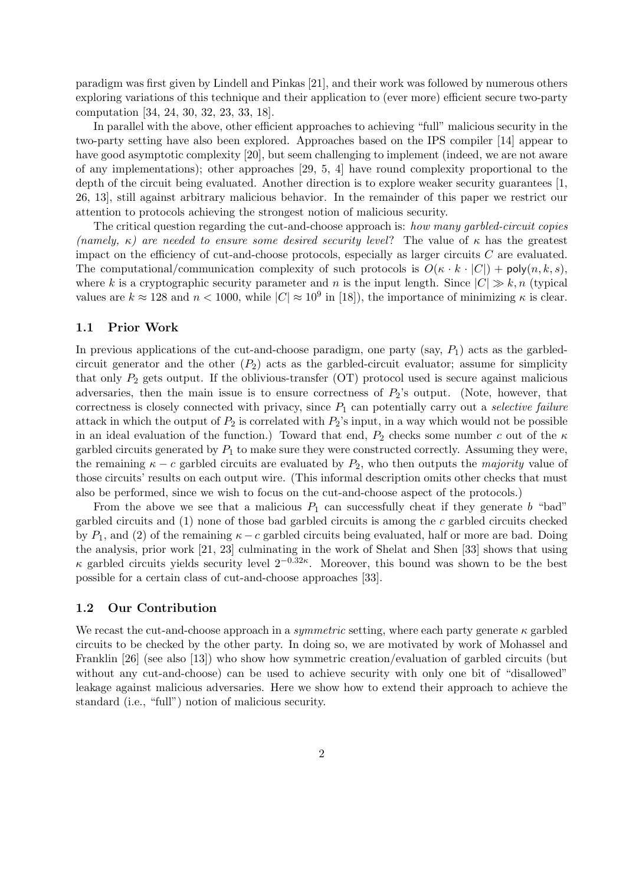paradigm was first given by Lindell and Pinkas [21], and their work was followed by numerous others exploring variations of this technique and their application to (ever more) efficient secure two-party computation [34, 24, 30, 32, 23, 33, 18].

In parallel with the above, other efficient approaches to achieving "full" malicious security in the two-party setting have also been explored. Approaches based on the IPS compiler [14] appear to have good asymptotic complexity [20], but seem challenging to implement (indeed, we are not aware of any implementations); other approaches [29, 5, 4] have round complexity proportional to the depth of the circuit being evaluated. Another direction is to explore weaker security guarantees [1, 26, 13], still against arbitrary malicious behavior. In the remainder of this paper we restrict our attention to protocols achieving the strongest notion of malicious security.

The critical question regarding the cut-and-choose approach is: *how many garbled-circuit copies (namely, $\kappa$) are needed to ensure some desired security level?* The value of $\kappa$ has the greatest impact on the efficiency of cut-and-choose protocols, especially as larger circuits $C$ are evaluated. The computational/communication complexity of such protocols is $O(\kappa \cdot k \cdot |C|) + \mathsf{poly}(n, k, s)$, where $k$ is a cryptographic security parameter and $n$ is the input length. Since $|C| \gg k, n$ (typical values are $k \approx 128$ and $n < 1000$, while $|C| \approx 10^9$ in [18]), the importance of minimizing $\kappa$ is clear.

### 1.1 Prior Work

In previous applications of the cut-and-choose paradigm, one party (say, $P_1$) acts as the garbled-circuit generator and the other ($P_2$) acts as the garbled-circuit evaluator; assume for simplicity that only $P_2$ gets output. If the oblivious-transfer (OT) protocol used is secure against malicious adversaries, then the main issue is to ensure correctness of $P_2$'s output. (Note, however, that correctness is closely connected with privacy, since $P_1$ can potentially carry out a *selective failure* attack in which the output of $P_2$ is correlated with $P_2$'s input, in a way which would not be possible in an ideal evaluation of the function.) Toward that end, $P_2$ checks some number $c$ out of the $\kappa$ garbled circuits generated by $P_1$ to make sure they were constructed correctly. Assuming they were, the remaining $\kappa - c$ garbled circuits are evaluated by $P_2$, who then outputs the *majority* value of those circuits' results on each output wire. (This informal description omits other checks that must also be performed, since we wish to focus on the cut-and-choose aspect of the protocols.)

From the above we see that a malicious $P_1$ can successfully cheat if they generate $b$ "bad" garbled circuits and (1) none of those bad garbled circuits is among the $c$ garbled circuits checked by $P_1$, and (2) of the remaining $\kappa - c$ garbled circuits being evaluated, half or more are bad. Doing the analysis, prior work [21, 23] culminating in the work of Shelat and Shen [33] shows that using $\kappa$ garbled circuits yields security level $2^{-0.32\kappa}$. Moreover, this bound was shown to be the best possible for a certain class of cut-and-choose approaches [33].

### 1.2 Our Contribution

We recast the cut-and-choose approach in a *symmetric* setting, where each party generate $\kappa$ garbled circuits to be checked by the other party. In doing so, we are motivated by work of Mohassel and Franklin [26] (see also [13]) who show how symmetric creation/evaluation of garbled circuits (but without any cut-and-choose) can be used to achieve security with only one bit of "disallowed" leakage against malicious adversaries. Here we show how to extend their approach to achieve the standard (i.e., "full") notion of malicious security.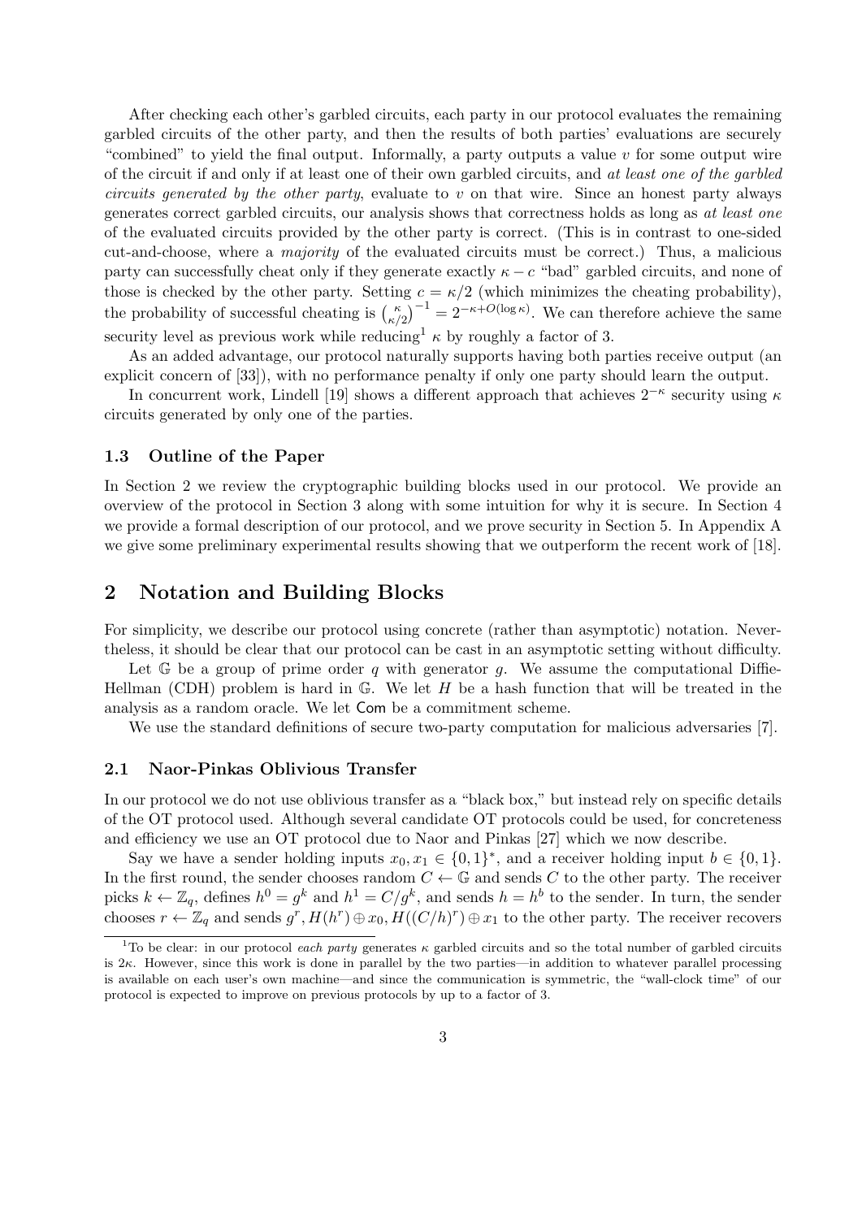After checking each other's garbled circuits, each party in our protocol evaluates the remaining garbled circuits of the other party, and then the results of both parties' evaluations are securely "combined" to yield the final output. Informally, a party outputs a value $v$ for some output wire of the circuit if and only if at least one of their own garbled circuits, and *at least one of the garbled circuits generated by the other party*, evaluate to $v$ on that wire. Since an honest party always generates correct garbled circuits, our analysis shows that correctness holds as long as *at least one* of the evaluated circuits provided by the other party is correct. (This is in contrast to one-sided cut-and-choose, where a *majority* of the evaluated circuits must be correct.) Thus, a malicious party can successfully cheat only if they generate exactly $\kappa - c$ "bad" garbled circuits, and none of those is checked by the other party. Setting $c = \kappa/2$ (which minimizes the cheating probability), the probability of successful cheating is $\binom{\kappa}{\kappa/2}^{-1} = 2^{-\kappa + O(\log \kappa)}$. We can therefore achieve the same security level as previous work while reducing[1] $\kappa$ by roughly a factor of 3.

As an added advantage, our protocol naturally supports having both parties receive output (an explicit concern of [33]), with no performance penalty if only one party should learn the output.

In concurrent work, Lindell [19] shows a different approach that achieves $2^{-\kappa}$ security using $\kappa$ circuits generated by only one of the parties.

### 1.3 Outline of the Paper

In Section 2 we review the cryptographic building blocks used in our protocol. We provide an overview of the protocol in Section 3 along with some intuition for why it is secure. In Section 4 we provide a formal description of our protocol, and we prove security in Section 5. In Appendix A we give some preliminary experimental results showing that we outperform the recent work of [18].

## 2 Notation and Building Blocks

For simplicity, we describe our protocol using concrete (rather than asymptotic) notation. Nevertheless, it should be clear that our protocol can be cast in an asymptotic setting without difficulty.

Let $\mathbb{G}$ be a group of prime order $q$ with generator $g$. We assume the computational Diffie-Hellman (CDH) problem is hard in $\mathbb{G}$. We let $H$ be a hash function that will be treated in the analysis as a random oracle. We let $\mathsf{Com}$ be a commitment scheme.

We use the standard definitions of secure two-party computation for malicious adversaries [7].

### 2.1 Naor-Pinkas Oblivious Transfer

In our protocol we do not use oblivious transfer as a "black box," but instead rely on specific details of the OT protocol used. Although several candidate OT protocols could be used, for concreteness and efficiency we use an OT protocol due to Naor and Pinkas [27] which we now describe.

Say we have a sender holding inputs $x_0, x_1 \in \{0,1\}^*$, and a receiver holding input $b \in \{0,1\}$. In the first round, the sender chooses random $C \leftarrow \mathbb{G}$ and sends $C$ to the other party. The receiver picks $k \leftarrow \mathbb{Z}_q$, defines $h^0 = g^k$ and $h^1 = C/g^k$, and sends $h = h^b$ to the sender. In turn, the sender chooses $r \leftarrow \mathbb{Z}_q$ and sends $g^r, H(h^r) \oplus x_0, H((C/h)^r) \oplus x_1$ to the other party. The receiver recovers

[1] To be clear: in our protocol *each party* generates $\kappa$ garbled circuits and so the total number of garbled circuits is $2\kappa$. However, since this work is done in parallel by the two parties—in addition to whatever parallel processing is available on each user's own machine—and since the communication is symmetric, the "wall-clock time" of our protocol is expected to improve on previous protocols by up to a factor of 3.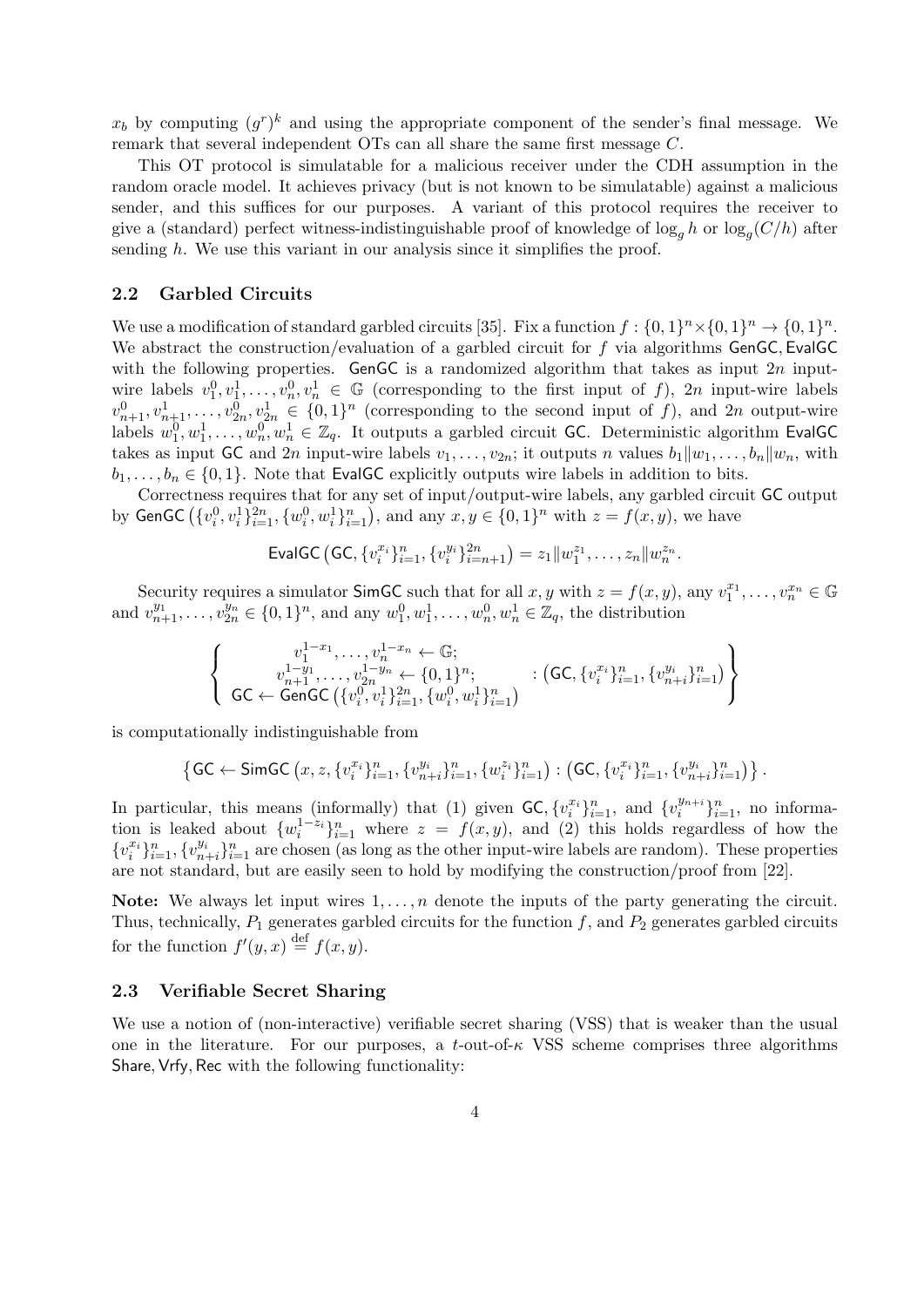$x_b$ by computing $(g^r)^k$ and using the appropriate component of the sender's final message. We remark that several independent OTs can all share the same first message $C$.

This OT protocol is simulatable for a malicious receiver under the CDH assumption in the random oracle model. It achieves privacy (but is not known to be simulatable) against a malicious sender, and this suffices for our purposes. A variant of this protocol requires the receiver to give a (standard) perfect witness-indistinguishable proof of knowledge of $\log_g h$ or $\log_g (C/h)$ after sending $h$. We use this variant in our analysis since it simplifies the proof.

### 2.2 Garbled Circuits

We use a modification of standard garbled circuits [35]. Fix a function $f : \{0,1\}^n \times \{0,1\}^n \to \{0,1\}^n$. We abstract the construction/evaluation of a garbled circuit for $f$ via algorithms $\mathsf{GenGC}, \mathsf{EvalGC}$ with the following properties. $\mathsf{GenGC}$ is a randomized algorithm that takes as input $2n$ input-wire labels $v_1^0, v_1^1, \ldots, v_n^0, v_n^1 \in \mathbb{G}$ (corresponding to the first input of $f$), $2n$ input-wire labels $v_{n+1}^0, v_{n+1}^1, \ldots, v_{2n}^0, v_{2n}^1 \in \{0,1\}^n$ (corresponding to the second input of $f$), and $2n$ output-wire labels $w_1^0, w_1^1, \ldots, w_n^0, w_n^1 \in \mathbb{Z}_q$. It outputs a garbled circuit $\mathsf{GC}$. Deterministic algorithm $\mathsf{EvalGC}$ takes as input $\mathsf{GC}$ and $2n$ input-wire labels $v_1, \ldots, v_{2n}$; it outputs $n$ values $b_1 \| w_1, \ldots, b_n \| w_n$, with $b_1, \ldots, b_n \in \{0,1\}$. Note that $\mathsf{EvalGC}$ explicitly outputs wire labels in addition to bits.

Correctness requires that for any set of input/output-wire labels, any garbled circuit $\mathsf{GC}$ output by $\mathsf{GenGC}\left(\{v_i^0, v_i^1\}_{i=1}^{2n}, \{w_i^0, w_i^1\}_{i=1}^n\right)$, and any $x, y \in \{0,1\}^n$ with $z = f(x,y)$, we have

$$\mathsf{EvalGC}\left(\mathsf{GC}, \{v_i^{x_i}\}_{i=1}^n, \{v_i^{y_i}\}_{i=n+1}^{2n}\right) = z_1 \| w_1^{z_1}, \ldots, z_n \| w_n^{z_n}.$$

Security requires a simulator $\mathsf{SimGC}$ such that for all $x, y$ with $z = f(x,y)$, any $v_1^{x_1}, \ldots, v_n^{x_n} \in \mathbb{G}$ and $v_{n+1}^{y_1}, \ldots, v_{2n}^{y_n} \in \{0,1\}^n$, and any $w_1^0, w_1^1, \ldots, w_n^0, w_n^1 \in \mathbb{Z}_q$, the distribution

$$\left\{ \begin{array}{c} v_1^{1-x_1}, \ldots, v_n^{1-x_n} \leftarrow \mathbb{G}; \\ v_{n+1}^{1-y_1}, \ldots, v_{2n}^{1-y_n} \leftarrow \{0,1\}^n; \\ \mathsf{GC} \leftarrow \mathsf{GenGC}\left(\{v_i^0, v_i^1\}_{i=1}^{2n}, \{w_i^0, w_i^1\}_{i=1}^n\right) \end{array} : \left(\mathsf{GC}, \{v_i^{x_i}\}_{i=1}^n, \{v_{n+i}^{y_i}\}_{i=1}^n\right) \right\}$$

is computationally indistinguishable from

$$\left\{ \mathsf{GC} \leftarrow \mathsf{SimGC}\left(x, z, \{v_i^{x_i}\}_{i=1}^n, \{v_{n+i}^{y_i}\}_{i=1}^n, \{w_i^{z_i}\}_{i=1}^n\right) : \left(\mathsf{GC}, \{v_i^{x_i}\}_{i=1}^n, \{v_{n+i}^{y_i}\}_{i=1}^n\right) \right\}.$$

In particular, this means (informally) that (1) given $\mathsf{GC}, \{v_i^{x_i}\}_{i=1}^n$, and $\{v_i^{y_{n+i}}\}_{i=1}^n$, no information is leaked about $\{w_i^{1-z_i}\}_{i=1}^n$ where $z = f(x,y)$, and (2) this holds regardless of how the $\{v_i^{x_i}\}_{i=1}^n, \{v_{n+i}^{y_i}\}_{i=1}^n$ are chosen (as long as the other input-wire labels are random). These properties are not standard, but are easily seen to hold by modifying the construction/proof from [22].

**Note:** We always let input wires $1, \ldots, n$ denote the inputs of the party generating the circuit. Thus, technically, $P_1$ generates garbled circuits for the function $f$, and $P_2$ generates garbled circuits for the function $f'(y,x) \stackrel{\text{def}}{=} f(x,y)$.

### 2.3 Verifiable Secret Sharing

We use a notion of (non-interactive) verifiable secret sharing (VSS) that is weaker than the usual one in the literature. For our purposes, a $t$-out-of-$\kappa$ VSS scheme comprises three algorithms $\mathsf{Share}, \mathsf{Vrfy}, \mathsf{Rec}$ with the following functionality: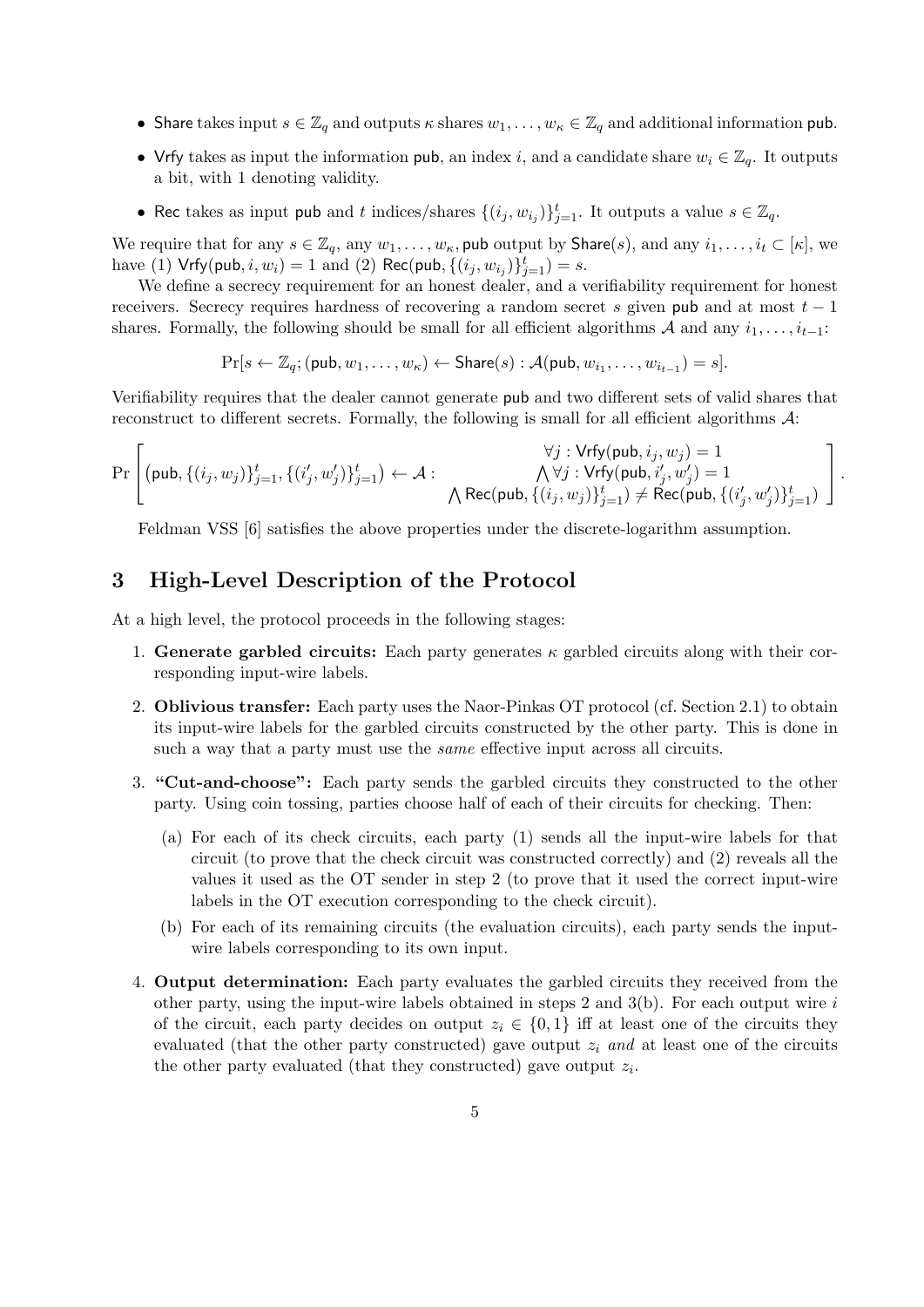- Share takes input $s \in \mathbb{Z}_q$ and outputs $\kappa$ shares $w_1, \ldots, w_\kappa \in \mathbb{Z}_q$ and additional information pub.
- Vrfy takes as input the information pub, an index $i$, and a candidate share $w_i \in \mathbb{Z}_q$. It outputs a bit, with 1 denoting validity.
- Rec takes as input pub and $t$ indices/shares $\{(i_j, w_{i_j})\}_{j=1}^t$. It outputs a value $s \in \mathbb{Z}_q$.

We require that for any $s \in \mathbb{Z}_q$, any $w_1, \ldots, w_\kappa$, pub output by $\mathsf{Share}(s)$, and any $i_1, \ldots, i_t \subset [\kappa]$, we have (1) $\mathsf{Vrfy}(\mathsf{pub}, i, w_i) = 1$ and (2) $\mathsf{Rec}(\mathsf{pub}, \{(i_j, w_{i_j})\}_{j=1}^t) = s$.

We define a secrecy requirement for an honest dealer, and a verifiability requirement for honest receivers. Secrecy requires hardness of recovering a random secret $s$ given pub and at most $t-1$ shares. Formally, the following should be small for all efficient algorithms $\mathcal{A}$ and any $i_1, \ldots, i_{t-1}$:

$$\Pr[s \leftarrow \mathbb{Z}_q; (\mathsf{pub}, w_1, \ldots, w_\kappa) \leftarrow \mathsf{Share}(s) : \mathcal{A}(\mathsf{pub}, w_{i_1}, \ldots, w_{i_{t-1}}) = s].$$

Verifiability requires that the dealer cannot generate pub and two different sets of valid shares that reconstruct to different secrets. Formally, the following is small for all efficient algorithms $\mathcal{A}$:

$$\Pr\left[ \left(\mathsf{pub}, \{(i_j, w_j)\}_{j=1}^t, \{(i'_j, w'_j)\}_{j=1}^t\right) \leftarrow \mathcal{A} : \begin{array}{c} \forall j : \mathsf{Vrfy}(\mathsf{pub}, i_j, w_j) = 1 \\ \bigwedge \forall j : \mathsf{Vrfy}(\mathsf{pub}, i'_j, w'_j) = 1 \\ \bigwedge \mathsf{Rec}(\mathsf{pub}, \{(i_j, w_j)\}_{j=1}^t) \neq \mathsf{Rec}(\mathsf{pub}, \{(i'_j, w'_j)\}_{j=1}^t) \end{array} \right].$$

Feldman VSS [6] satisfies the above properties under the discrete-logarithm assumption.

# 3 High-Level Description of the Protocol

At a high level, the protocol proceeds in the following stages:

1. **Generate garbled circuits:** Each party generates $\kappa$ garbled circuits along with their corresponding input-wire labels.
2. **Oblivious transfer:** Each party uses the Naor-Pinkas OT protocol (cf. Section 2.1) to obtain its input-wire labels for the garbled circuits constructed by the other party. This is done in such a way that a party must use the *same* effective input across all circuits.
3. **"Cut-and-choose":** Each party sends the garbled circuits they constructed to the other party. Using coin tossing, parties choose half of each of their circuits for checking. Then:
   (a) For each of its check circuits, each party (1) sends all the input-wire labels for that circuit (to prove that the check circuit was constructed correctly) and (2) reveals all the values it used as the OT sender in step 2 (to prove that it used the correct input-wire labels in the OT execution corresponding to the check circuit).
   (b) For each of its remaining circuits (the evaluation circuits), each party sends the input-wire labels corresponding to its own input.
4. **Output determination:** Each party evaluates the garbled circuits they received from the other party, using the input-wire labels obtained in steps 2 and 3(b). For each output wire $i$ of the circuit, each party decides on output $z_i \in \{0, 1\}$ iff at least one of the circuits they evaluated (that the other party constructed) gave output $z_i$ *and* at least one of the circuits the other party evaluated (that they constructed) gave output $z_i$.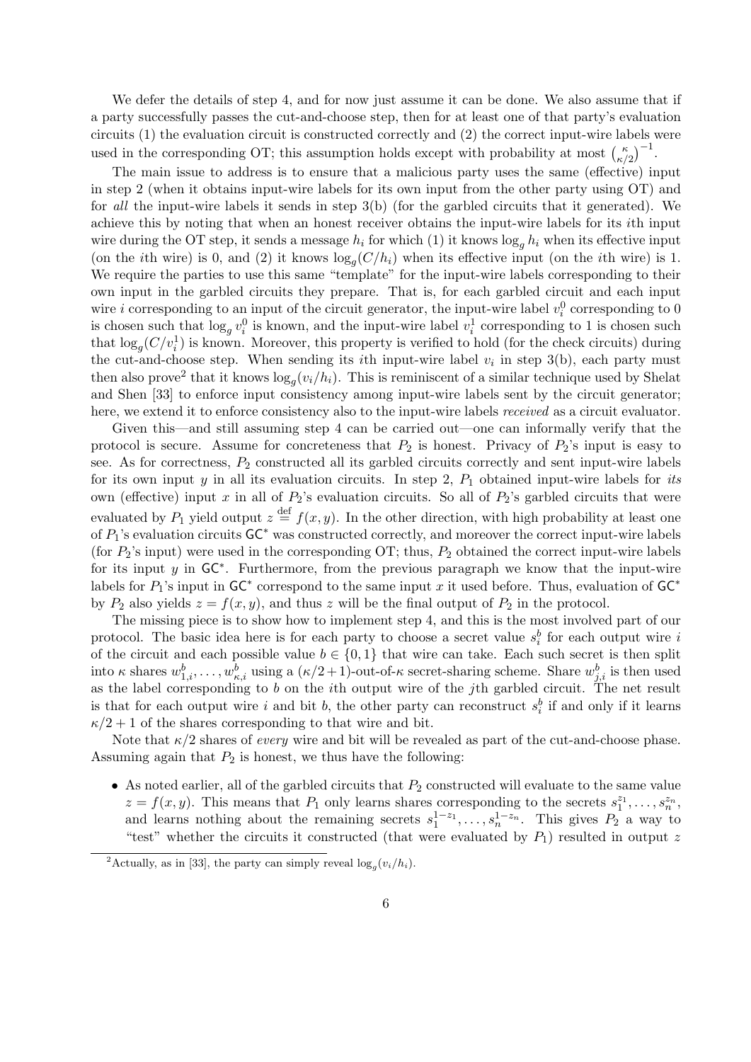We defer the details of step 4, and for now just assume it can be done. We also assume that if a party successfully passes the cut-and-choose step, then for at least one of that party's evaluation circuits (1) the evaluation circuit is constructed correctly and (2) the correct input-wire labels were used in the corresponding OT; this assumption holds except with probability at most $\binom{\kappa}{\kappa/2}^{-1}$.

The main issue to address is to ensure that a malicious party uses the same (effective) input in step 2 (when it obtains input-wire labels for its own input from the other party using OT) and for *all* the input-wire labels it sends in step 3(b) (for the garbled circuits that it generated). We achieve this by noting that when an honest receiver obtains the input-wire labels for its $i$th input wire during the OT step, it sends a message $h_i$ for which (1) it knows $\log_g h_i$ when its effective input (on the $i$th wire) is 0, and (2) it knows $\log_g(C/h_i)$ when its effective input (on the $i$th wire) is 1. We require the parties to use this same "template" for the input-wire labels corresponding to their own input in the garbled circuits they prepare. That is, for each garbled circuit and each input wire $i$ corresponding to an input of the circuit generator, the input-wire label $v_i^0$ corresponding to 0 is chosen such that $\log_g v_i^0$ is known, and the input-wire label $v_i^1$ corresponding to 1 is chosen such that $\log_g(C/v_i^1)$ is known. Moreover, this property is verified to hold (for the check circuits) during the cut-and-choose step. When sending its $i$th input-wire label $v_i$ in step 3(b), each party must then also prove[2] that it knows $\log_g(v_i/h_i)$. This is reminiscent of a similar technique used by Shelat and Shen [33] to enforce input consistency among input-wire labels sent by the circuit generator; here, we extend it to enforce consistency also to the input-wire labels *received* as a circuit evaluator.

Given this—and still assuming step 4 can be carried out—one can informally verify that the protocol is secure. Assume for concreteness that $P_2$ is honest. Privacy of $P_2$'s input is easy to see. As for correctness, $P_2$ constructed all its garbled circuits correctly and sent input-wire labels for its own input $y$ in all its evaluation circuits. In step 2, $P_1$ obtained input-wire labels for *its* own (effective) input $x$ in all of $P_2$'s evaluation circuits. So all of $P_2$'s garbled circuits that were evaluated by $P_1$ yield output $z \stackrel{\text{def}}{=} f(x, y)$. In the other direction, with high probability at least one of $P_1$'s evaluation circuits $\mathsf{GC}^*$ was constructed correctly, and moreover the correct input-wire labels (for $P_2$'s input) were used in the corresponding OT; thus, $P_2$ obtained the correct input-wire labels for its input $y$ in $\mathsf{GC}^*$. Furthermore, from the previous paragraph we know that the input-wire labels for $P_1$'s input in $\mathsf{GC}^*$ correspond to the same input $x$ it used before. Thus, evaluation of $\mathsf{GC}^*$ by $P_2$ also yields $z = f(x, y)$, and thus $z$ will be the final output of $P_2$ in the protocol.

The missing piece is to show how to implement step 4, and this is the most involved part of our protocol. The basic idea here is for each party to choose a secret value $s_i^b$ for each output wire $i$ of the circuit and each possible value $b \in \{0, 1\}$ that wire can take. Each such secret is then split into $\kappa$ shares $w_{1,i}^b, \ldots, w_{\kappa,i}^b$ using a $(\kappa/2+1)$-out-of-$\kappa$ secret-sharing scheme. Share $w_{j,i}^b$ is then used as the label corresponding to $b$ on the $i$th output wire of the $j$th garbled circuit. The net result is that for each output wire $i$ and bit $b$, the other party can reconstruct $s_i^b$ if and only if it learns $\kappa/2 + 1$ of the shares corresponding to that wire and bit.

Note that $\kappa/2$ shares of *every* wire and bit will be revealed as part of the cut-and-choose phase. Assuming again that $P_2$ is honest, we thus have the following:

- As noted earlier, all of the garbled circuits that $P_2$ constructed will evaluate to the same value $z = f(x, y)$. This means that $P_1$ only learns shares corresponding to the secrets $s_1^{z_1}, \ldots, s_n^{z_n}$, and learns nothing about the remaining secrets $s_1^{1-z_1}, \ldots, s_n^{1-z_n}$. This gives $P_2$ a way to "test" whether the circuits it constructed (that were evaluated by $P_1$) resulted in output $z$

[2] Actually, as in [33], the party can simply reveal $\log_g(v_i/h_i)$.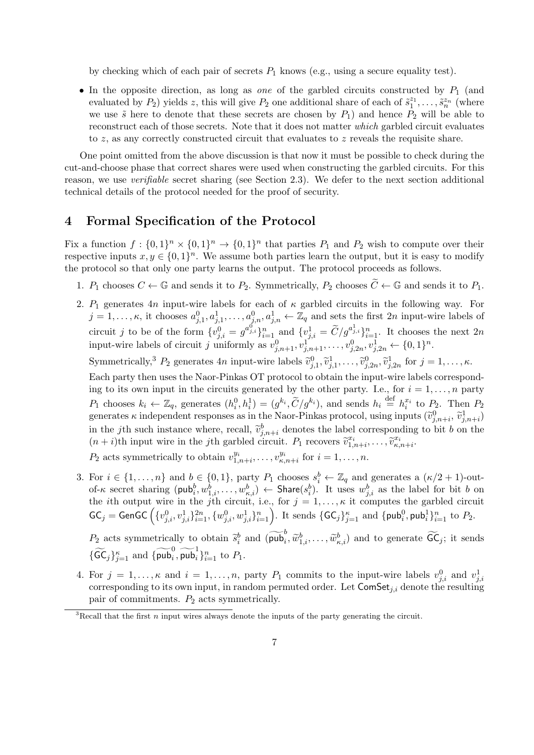by checking which of each pair of secrets $P_1$ knows (e.g., using a secure equality test).

- In the opposite direction, as long as *one* of the garbled circuits constructed by $P_1$ (and evaluated by $P_2$) yields $z$, this will give $P_2$ one additional share of each of $\tilde{s}_1^{z_1}, \ldots, \tilde{s}_n^{z_n}$ (where we use $\tilde{s}$ here to denote that these secrets are chosen by $P_1$) and hence $P_2$ will be able to reconstruct each of those secrets. Note that it does not matter *which* garbled circuit evaluates to $z$, as any correctly constructed circuit that evaluates to $z$ reveals the requisite share.

One point omitted from the above discussion is that now it must be possible to check during the cut-and-choose phase that correct shares were used when constructing the garbled circuits. For this reason, we use *verifiable* secret sharing (see Section 2.3). We defer to the next section additional technical details of the protocol needed for the proof of security.

# 4 Formal Specification of the Protocol

Fix a function $f : \{0,1\}^n \times \{0,1\}^n \to \{0,1\}^n$ that parties $P_1$ and $P_2$ wish to compute over their respective inputs $x, y \in \{0,1\}^n$. We assume both parties learn the output, but it is easy to modify the protocol so that only one party learns the output. The protocol proceeds as follows.

1. $P_1$ chooses $C \leftarrow \mathbb{G}$ and sends it to $P_2$. Symmetrically, $P_2$ chooses $\widetilde{C} \leftarrow \mathbb{G}$ and sends it to $P_1$.

2. $P_1$ generates $4n$ input-wire labels for each of $\kappa$ garbled circuits in the following way. For $j = 1, \ldots, \kappa$, it chooses $a_{j,1}^0, a_{j,1}^1, \ldots, a_{j,n}^0, a_{j,n}^1 \leftarrow \mathbb{Z}_q$ and sets the first $2n$ input-wire labels of circuit $j$ to be of the form $\{v_{j,i}^0 = g^{a_{j,i}^0}\}_{i=1}^n$ and $\{v_{j,i}^1 = \widetilde{C}/g^{a_{j,i}^1}\}_{i=1}^n$. It chooses the next $2n$ input-wire labels of circuit $j$ uniformly as $v_{j,n+1}^0, v_{j,n+1}^1, \ldots, v_{j,2n}^0, v_{j,2n}^1 \leftarrow \{0,1\}^n$.

   Symmetrically,[3] $P_2$ generates $4n$ input-wire labels $\widetilde{v}_{j,1}^0, \widetilde{v}_{j,1}^1, \ldots, \widetilde{v}_{j,2n}^0, \widetilde{v}_{j,2n}^1$ for $j = 1, \ldots, \kappa$.

   Each party then uses the Naor-Pinkas OT protocol to obtain the input-wire labels corresponding to its own input in the circuits generated by the other party. I.e., for $i = 1, \ldots, n$ party $P_1$ chooses $k_i \leftarrow \mathbb{Z}_q$, generates $(h_i^0, h_i^1) = (g^{k_i}, \widetilde{C}/g^{k_i})$, and sends $h_i \stackrel{\text{def}}{=} h_i^{x_i}$ to $P_2$. Then $P_2$ generates $\kappa$ independent responses as in the Naor-Pinkas protocol, using inputs $(\widetilde{v}_{j,n+i}^0, \widetilde{v}_{j,n+i}^1)$ in the $j$th such instance where, recall, $\widetilde{v}_{j,n+i}^b$ denotes the label corresponding to bit $b$ on the $(n+i)$th input wire in the $j$th garbled circuit. $P_1$ recovers $\widetilde{v}_{1,n+i}^{x_i}, \ldots, \widetilde{v}_{\kappa,n+i}^{x_i}$.

   $P_2$ acts symmetrically to obtain $v_{1,n+i}^{y_i}, \ldots, v_{\kappa,n+i}^{y_i}$ for $i = 1, \ldots, n$.

3. For $i \in \{1, \ldots, n\}$ and $b \in \{0,1\}$, party $P_1$ chooses $s_i^b \leftarrow \mathbb{Z}_q$ and generates a $(\kappa/2+1)$-out-of-$\kappa$ secret sharing $(\mathsf{pub}_i^b, w_{1,i}^b, \ldots, w_{\kappa,i}^b) \leftarrow \mathsf{Share}(s_i^b)$. It uses $w_{j,i}^b$ as the label for bit $b$ on the $i$th output wire in the $j$th circuit, i.e., for $j = 1, \ldots, \kappa$ it computes the garbled circuit $\mathsf{GC}_j = \mathsf{GenGC}\left(\{v_{j,i}^0, v_{j,i}^1\}_{i=1}^{2n}, \{w_{j,i}^0, w_{j,i}^1\}_{i=1}^n\right)$. It sends $\{\mathsf{GC}_j\}_{j=1}^\kappa$ and $\{\mathsf{pub}_i^0, \mathsf{pub}_i^1\}_{i=1}^n$ to $P_2$.

   $P_2$ acts symmetrically to obtain $\widetilde{s}_i^b$ and $(\widetilde{\mathsf{pub}}_i^b, \widetilde{w}_{1,i}^b, \ldots, \widetilde{w}_{\kappa,i}^b)$ and to generate $\widetilde{\mathsf{GC}}_j$; it sends $\{\widetilde{\mathsf{GC}}_j\}_{j=1}^\kappa$ and $\{\widetilde{\mathsf{pub}}_i^0, \widetilde{\mathsf{pub}}_i^1\}_{i=1}^n$ to $P_1$.

4. For $j = 1, \ldots, \kappa$ and $i = 1, \ldots, n$, party $P_1$ commits to the input-wire labels $v_{j,i}^0$ and $v_{j,i}^1$ corresponding to its own input, in random permuted order. Let $\mathsf{ComSet}_{j,i}$ denote the resulting pair of commitments. $P_2$ acts symmetrically.

[3] Recall that the first $n$ input wires always denote the inputs of the party generating the circuit.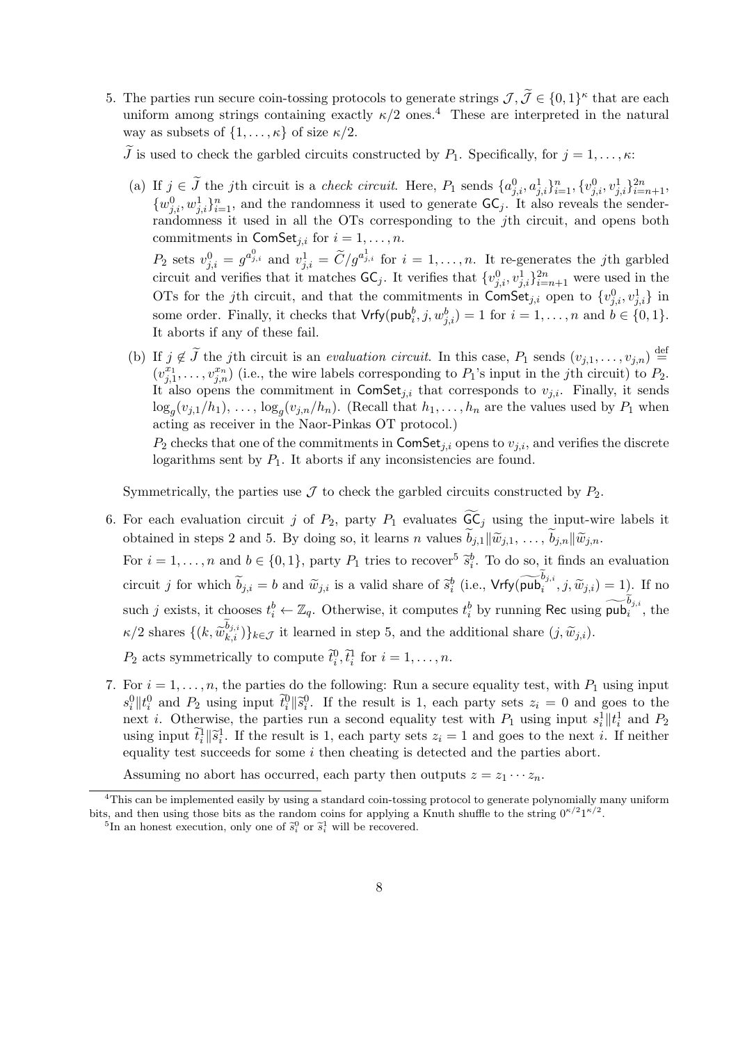5. The parties run secure coin-tossing protocols to generate strings $\mathcal{J}, \widetilde{\mathcal{J}} \in \{0,1\}^\kappa$ that are each uniform among strings containing exactly $\kappa/2$ ones.[4] These are interpreted in the natural way as subsets of $\{1, \ldots, \kappa\}$ of size $\kappa/2$.

   $\widetilde{J}$ is used to check the garbled circuits constructed by $P_1$. Specifically, for $j = 1, \ldots, \kappa$:

   (a) If $j \in \widetilde{J}$ the $j$th circuit is a *check circuit*. Here, $P_1$ sends $\{a_{j,i}^0, a_{j,i}^1\}_{i=1}^n$, $\{v_{j,i}^0, v_{j,i}^1\}_{i=n+1}^{2n}$, $\{w_{j,i}^0, w_{j,i}^1\}_{i=1}^n$, and the randomness it used to generate $\mathsf{GC}_j$. It also reveals the sender-randomness it used in all the OTs corresponding to the $j$th circuit, and opens both commitments in $\mathsf{ComSet}_{j,i}$ for $i = 1, \ldots, n$.

   $P_2$ sets $v_{j,i}^0 = g^{a_{j,i}^0}$ and $v_{j,i}^1 = \widetilde{C}/g^{a_{j,i}^1}$ for $i = 1, \ldots, n$. It re-generates the $j$th garbled circuit and verifies that it matches $\mathsf{GC}_j$. It verifies that $\{v_{j,i}^0, v_{j,i}^1\}_{i=n+1}^{2n}$ were used in the OTs for the $j$th circuit, and that the commitments in $\mathsf{ComSet}_{j,i}$ open to $\{v_{j,i}^0, v_{j,i}^1\}$ in some order. Finally, it checks that $\mathsf{Vrfy}(\mathsf{pub}_i^b, j, w_{j,i}^b) = 1$ for $i = 1, \ldots, n$ and $b \in \{0,1\}$. It aborts if any of these fail.

   (b) If $j \notin \widetilde{J}$ the $j$th circuit is an *evaluation circuit*. In this case, $P_1$ sends $(v_{j,1}, \ldots, v_{j,n}) \stackrel{\text{def}}{=} (v_{j,1}^{x_1}, \ldots, v_{j,n}^{x_n})$ (i.e., the wire labels corresponding to $P_1$'s input in the $j$th circuit) to $P_2$. It also opens the commitment in $\mathsf{ComSet}_{j,i}$ that corresponds to $v_{j,i}$. Finally, it sends $\log_g(v_{j,1}/h_1), \ldots, \log_g(v_{j,n}/h_n)$. (Recall that $h_1, \ldots, h_n$ are the values used by $P_1$ when acting as receiver in the Naor-Pinkas OT protocol.)

   $P_2$ checks that one of the commitments in $\mathsf{ComSet}_{j,i}$ opens to $v_{j,i}$, and verifies the discrete logarithms sent by $P_1$. It aborts if any inconsistencies are found.

   Symmetrically, the parties use $\mathcal{J}$ to check the garbled circuits constructed by $P_2$.

6. For each evaluation circuit $j$ of $P_2$, party $P_1$ evaluates $\widetilde{\mathsf{GC}}_j$ using the input-wire labels it obtained in steps 2 and 5. By doing so, it learns $n$ values $\widetilde{b}_{j,1} \| \widetilde{w}_{j,1}, \ldots, \widetilde{b}_{j,n} \| \widetilde{w}_{j,n}$.

   For $i = 1, \ldots, n$ and $b \in \{0,1\}$, party $P_1$ tries to recover[5] $\widetilde{s}_i^b$. To do so, it finds an evaluation circuit $j$ for which $\widetilde{b}_{j,i} = b$ and $\widetilde{w}_{j,i}$ is a valid share of $\widetilde{s}_i^b$ (i.e., $\mathsf{Vrfy}(\widetilde{\mathsf{pub}}_i^{\widetilde{b}_{j,i}}, j, \widetilde{w}_{j,i}) = 1$). If no such $j$ exists, it chooses $t_i^b \leftarrow \mathbb{Z}_q$. Otherwise, it computes $t_i^b$ by running $\mathsf{Rec}$ using $\widetilde{\mathsf{pub}}_i^{\widetilde{b}_{j,i}}$, the $\kappa/2$ shares $\{(k, \widetilde{w}_{k,i}^{\widetilde{b}_{j,i}})\}_{k \in \mathcal{J}}$ it learned in step 5, and the additional share $(j, \widetilde{w}_{j,i})$.

   $P_2$ acts symmetrically to compute $\widetilde{t}_i^0, \widetilde{t}_i^1$ for $i = 1, \ldots, n$.

7. For $i = 1, \ldots, n$, the parties do the following: Run a secure equality test, with $P_1$ using input $s_i^0 \| t_i^0$ and $P_2$ using input $\widetilde{t}_i^0 \| \widetilde{s}_i^0$. If the result is 1, each party sets $z_i = 0$ and goes to the next $i$. Otherwise, the parties run a second equality test with $P_1$ using input $s_i^1 \| t_i^1$ and $P_2$ using input $\widetilde{t}_i^1 \| \widetilde{s}_i^1$. If the result is 1, each party sets $z_i = 1$ and goes to the next $i$. If neither equality test succeeds for some $i$ then cheating is detected and the parties abort.

   Assuming no abort has occurred, each party then outputs $z = z_1 \cdots z_n$.

---

[4] This can be implemented easily by using a standard coin-tossing protocol to generate polynomially many uniform bits, and then using those bits as the random coins for applying a Knuth shuffle to the string $0^{\kappa/2}1^{\kappa/2}$.

[5] In an honest execution, only one of $\widetilde{s}_i^0$ or $\widetilde{s}_i^1$ will be recovered.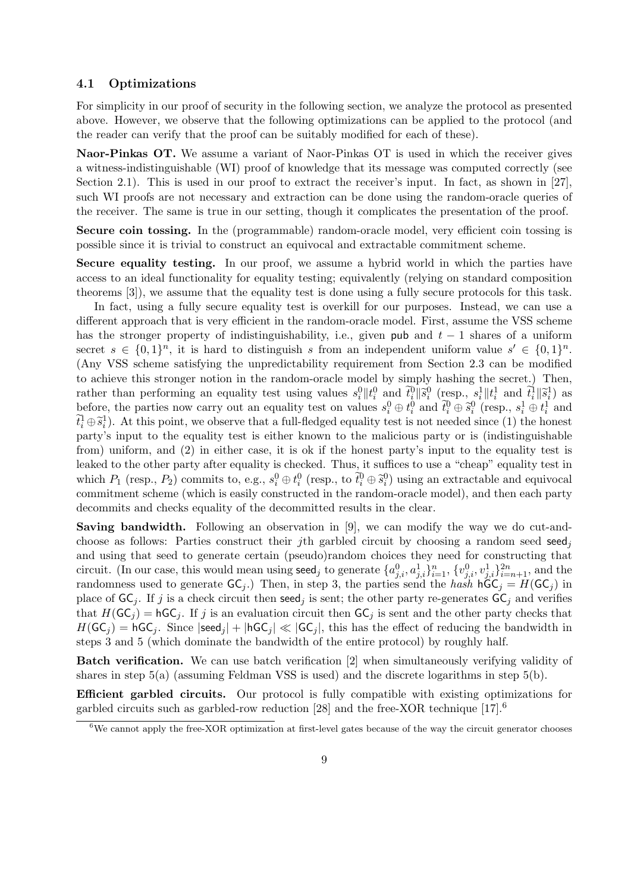### 4.1 Optimizations

For simplicity in our proof of security in the following section, we analyze the protocol as presented above. However, we observe that the following optimizations can be applied to the protocol (and the reader can verify that the proof can be suitably modified for each of these).

**Naor-Pinkas OT.** We assume a variant of Naor-Pinkas OT is used in which the receiver gives a witness-indistinguishable (WI) proof of knowledge that its message was computed correctly (see Section 2.1). This is used in our proof to extract the receiver's input. In fact, as shown in [27], such WI proofs are not necessary and extraction can be done using the random-oracle queries of the receiver. The same is true in our setting, though it complicates the presentation of the proof.

**Secure coin tossing.** In the (programmable) random-oracle model, very efficient coin tossing is possible since it is trivial to construct an equivocal and extractable commitment scheme.

**Secure equality testing.** In our proof, we assume a hybrid world in which the parties have access to an ideal functionality for equality testing; equivalently (relying on standard composition theorems [3]), we assume that the equality test is done using a fully secure protocols for this task.

In fact, using a fully secure equality test is overkill for our purposes. Instead, we can use a different approach that is very efficient in the random-oracle model. First, assume the VSS scheme has the stronger property of indistinguishability, i.e., given $\mathsf{pub}$ and $t-1$ shares of a uniform secret $s \in \{0,1\}^n$, it is hard to distinguish $s$ from an independent uniform value $s' \in \{0,1\}^n$. (Any VSS scheme satisfying the unpredictability requirement from Section 2.3 can be modified to achieve this stronger notion in the random-oracle model by simply hashing the secret.) Then, rather than performing an equality test using values $s_i^0 \| t_i^0$ and $\widetilde{t}_i^0 \| \widetilde{s}_i^0$ (resp., $s_i^1 \| t_i^1$ and $\widetilde{t}_i^1 \| \widetilde{s}_i^1$) as before, the parties now carry out an equality test on values $s_i^0 \oplus t_i^0$ and $\widetilde{t}_i^0 \oplus \widetilde{s}_i^0$ (resp., $s_i^1 \oplus t_i^1$ and $\widetilde{t}_i^1 \oplus \widetilde{s}_i^1$). At this point, we observe that a full-fledged equality test is not needed since (1) the honest party's input to the equality test is either known to the malicious party or is (indistinguishable from) uniform, and (2) in either case, it is ok if the honest party's input to the equality test is leaked to the other party after equality is checked. Thus, it suffices to use a "cheap" equality test in which $P_1$ (resp., $P_2$) commits to, e.g., $s_i^0 \oplus t_i^0$ (resp., to $\widetilde{t}_i^0 \oplus \widetilde{s}_i^0$) using an extractable and equivocal commitment scheme (which is easily constructed in the random-oracle model), and then each party decommits and checks equality of the decommitted results in the clear.

**Saving bandwidth.** Following an observation in [9], we can modify the way we do cut-and-choose as follows: Parties construct their $j$th garbled circuit by choosing a random seed $\mathsf{seed}_j$ and using that seed to generate certain (pseudo)random choices they need for constructing that circuit. (In our case, this would mean using $\mathsf{seed}_j$ to generate $\{a_{j,i}^0, a_{j,i}^1\}_{i=1}^n$, $\{v_{j,i}^0, v_{j,i}^1\}_{i=n+1}^{2n}$, and the randomness used to generate $\mathsf{GC}_j$.) Then, in step 3, the parties send the *hash* $\mathsf{hGC}_j = H(\mathsf{GC}_j)$ in place of $\mathsf{GC}_j$. If $j$ is a check circuit then $\mathsf{seed}_j$ is sent; the other party re-generates $\mathsf{GC}_j$ and verifies that $H(\mathsf{GC}_j) = \mathsf{hGC}_j$. If $j$ is an evaluation circuit then $\mathsf{GC}_j$ is sent and the other party checks that $H(\mathsf{GC}_j) = \mathsf{hGC}_j$. Since $|\mathsf{seed}_j| + |\mathsf{hGC}_j| \ll |\mathsf{GC}_j|$, this has the effect of reducing the bandwidth in steps 3 and 5 (which dominate the bandwidth of the entire protocol) by roughly half.

**Batch verification.** We can use batch verification [2] when simultaneously verifying validity of shares in step 5(a) (assuming Feldman VSS is used) and the discrete logarithms in step 5(b).

**Efficient garbled circuits.** Our protocol is fully compatible with existing optimizations for garbled circuits such as garbled-row reduction [28] and the free-XOR technique [17].[6]

[6] We cannot apply the free-XOR optimization at first-level gates because of the way the circuit generator chooses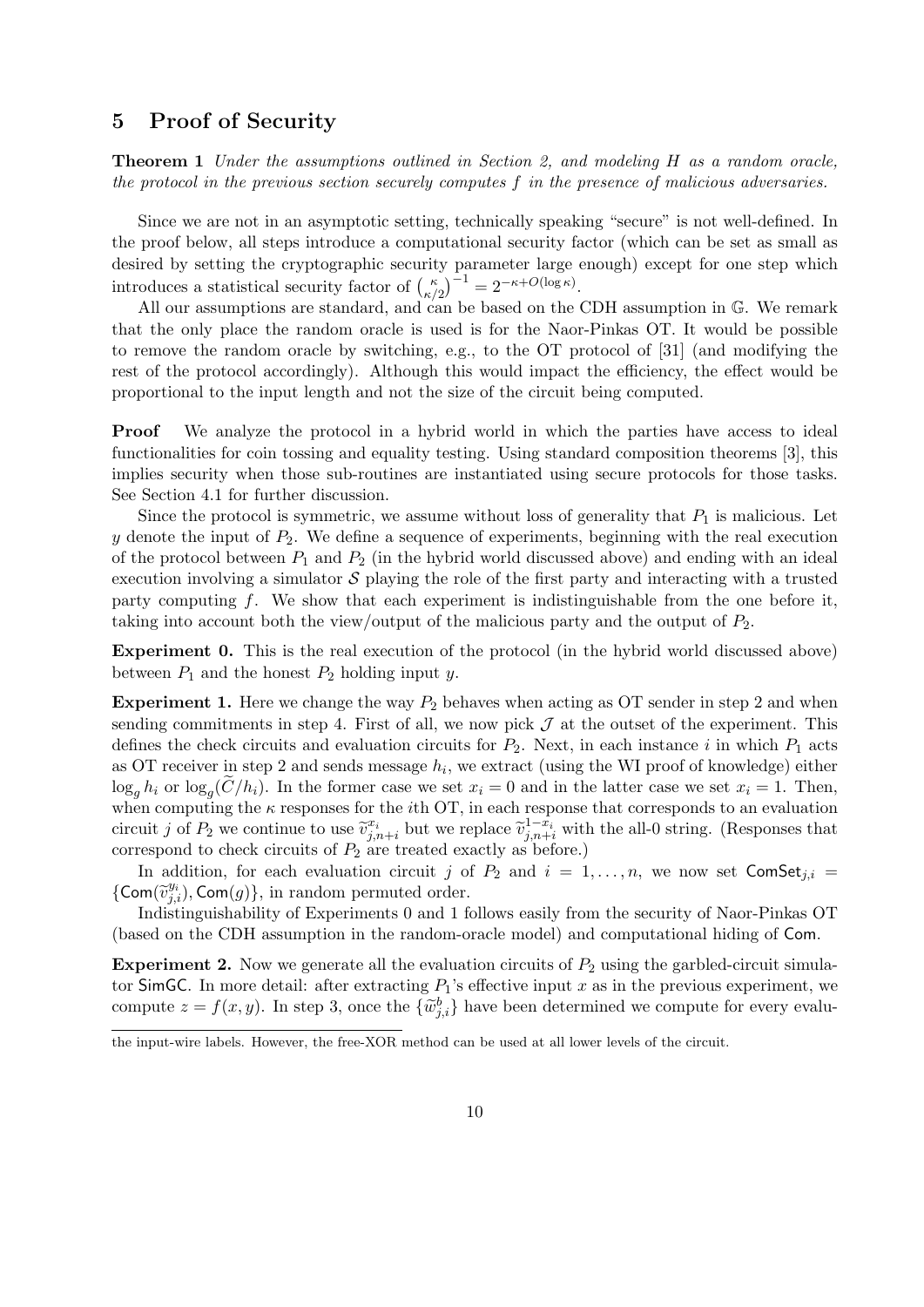## 5 Proof of Security

**Theorem 1** *Under the assumptions outlined in Section 2, and modeling $H$ as a random oracle, the protocol in the previous section securely computes $f$ in the presence of malicious adversaries.*

Since we are not in an asymptotic setting, technically speaking "secure" is not well-defined. In the proof below, all steps introduce a computational security factor (which can be set as small as desired by setting the cryptographic security parameter large enough) except for one step which introduces a statistical security factor of $\binom{\kappa}{\kappa/2}^{-1} = 2^{-\kappa+O(\log \kappa)}$.

All our assumptions are standard, and can be based on the CDH assumption in $\mathbb{G}$. We remark that the only place the random oracle is used is for the Naor-Pinkas OT. It would be possible to remove the random oracle by switching, e.g., to the OT protocol of [31] (and modifying the rest of the protocol accordingly). Although this would impact the efficiency, the effect would be proportional to the input length and not the size of the circuit being computed.

**Proof** We analyze the protocol in a hybrid world in which the parties have access to ideal functionalities for coin tossing and equality testing. Using standard composition theorems [3], this implies security when those sub-routines are instantiated using secure protocols for those tasks. See Section 4.1 for further discussion.

Since the protocol is symmetric, we assume without loss of generality that $P_1$ is malicious. Let $y$ denote the input of $P_2$. We define a sequence of experiments, beginning with the real execution of the protocol between $P_1$ and $P_2$ (in the hybrid world discussed above) and ending with an ideal execution involving a simulator $\mathcal{S}$ playing the role of the first party and interacting with a trusted party computing $f$. We show that each experiment is indistinguishable from the one before it, taking into account both the view/output of the malicious party and the output of $P_2$.

**Experiment 0.** This is the real execution of the protocol (in the hybrid world discussed above) between $P_1$ and the honest $P_2$ holding input $y$.

**Experiment 1.** Here we change the way $P_2$ behaves when acting as OT sender in step 2 and when sending commitments in step 4. First of all, we now pick $\mathcal{J}$ at the outset of the experiment. This defines the check circuits and evaluation circuits for $P_2$. Next, in each instance $i$ in which $P_1$ acts as OT receiver in step 2 and sends message $h_i$, we extract (using the WI proof of knowledge) either $\log_g h_i$ or $\log_g(\widetilde{C}/h_i)$. In the former case we set $x_i = 0$ and in the latter case we set $x_i = 1$. Then, when computing the $\kappa$ responses for the $i$th OT, in each response that corresponds to an evaluation circuit $j$ of $P_2$ we continue to use $\widetilde{v}_{j,n+i}^{x_i}$ but we replace $\widetilde{v}_{j,n+i}^{1-x_i}$ with the all-0 string. (Responses that correspond to check circuits of $P_2$ are treated exactly as before.)

In addition, for each evaluation circuit $j$ of $P_2$ and $i = 1, \ldots, n$, we now set $\mathsf{ComSet}_{j,i} = \{\mathsf{Com}(\widetilde{v}_{j,i}^{y_i}), \mathsf{Com}(g)\}$, in random permuted order.

Indistinguishability of Experiments 0 and 1 follows easily from the security of Naor-Pinkas OT (based on the CDH assumption in the random-oracle model) and computational hiding of $\mathsf{Com}$.

**Experiment 2.** Now we generate all the evaluation circuits of $P_2$ using the garbled-circuit simulator $\mathsf{SimGC}$. In more detail: after extracting $P_1$'s effective input $x$ as in the previous experiment, we compute $z = f(x, y)$. In step 3, once the $\{\widetilde{w}_{j,i}^{b}\}$ have been determined we compute for every evalu-

the input-wire labels. However, the free-XOR method can be used at all lower levels of the circuit.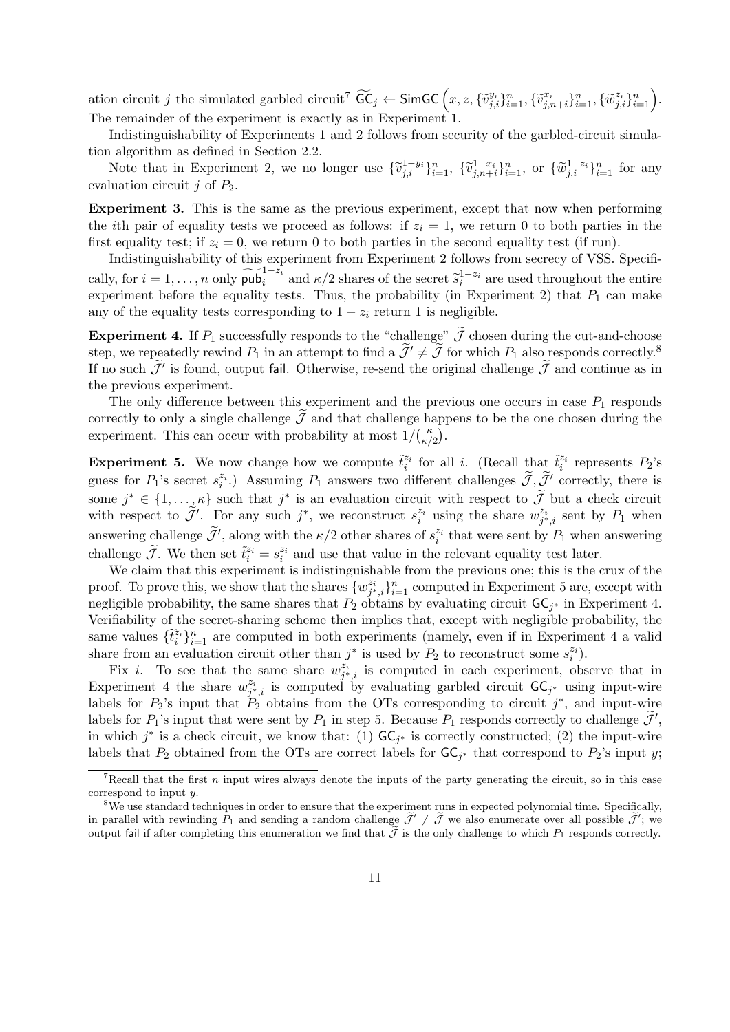ation circuit $j$ the simulated garbled circuit[7] $\widetilde{\mathsf{GC}}_j \leftarrow \mathsf{SimGC}\left(x, z, \{\widetilde{v}_{j,i}^{y_i}\}_{i=1}^n, \{\widetilde{v}_{j,n+i}^{x_i}\}_{i=1}^n, \{\widetilde{w}_{j,i}^{z_i}\}_{i=1}^n\right)$. The remainder of the experiment is exactly as in Experiment 1.

Indistinguishability of Experiments 1 and 2 follows from security of the garbled-circuit simulation algorithm as defined in Section 2.2.

Note that in Experiment 2, we no longer use $\{\widetilde{v}_{j,i}^{1-y_i}\}_{i=1}^n$, $\{\widetilde{v}_{j,n+i}^{1-x_i}\}_{i=1}^n$, or $\{\widetilde{w}_{j,i}^{1-z_i}\}_{i=1}^n$ for any evaluation circuit $j$ of $P_2$.

**Experiment 3.** This is the same as the previous experiment, except that now when performing the $i$th pair of equality tests we proceed as follows: if $z_i = 1$, we return 0 to both parties in the first equality test; if $z_i = 0$, we return 0 to both parties in the second equality test (if run).

Indistinguishability of this experiment from Experiment 2 follows from secrecy of VSS. Specifically, for $i = 1, \ldots, n$ only $\widetilde{\mathsf{pub}}_i^{1-z_i}$ and $\kappa/2$ shares of the secret $\widetilde{s}_i^{1-z_i}$ are used throughout the entire experiment before the equality tests. Thus, the probability (in Experiment 2) that $P_1$ can make any of the equality tests corresponding to $1 - z_i$ return 1 is negligible.

**Experiment 4.** If $P_1$ successfully responds to the "challenge" $\widetilde{\mathcal{J}}$ chosen during the cut-and-choose step, we repeatedly rewind $P_1$ in an attempt to find a $\widetilde{\mathcal{J}}' \neq \widetilde{\mathcal{J}}$ for which $P_1$ also responds correctly.[8] If no such $\widetilde{\mathcal{J}}'$ is found, output fail. Otherwise, re-send the original challenge $\widetilde{\mathcal{J}}$ and continue as in the previous experiment.

The only difference between this experiment and the previous one occurs in case $P_1$ responds correctly to only a single challenge $\widetilde{\mathcal{J}}$ and that challenge happens to be the one chosen during the experiment. This can occur with probability at most $1/\binom{\kappa}{\kappa/2}$.

**Experiment 5.** We now change how we compute $\tilde{t}_i^{z_i}$ for all $i$. (Recall that $\tilde{t}_i^{z_i}$ represents $P_2$'s guess for $P_1$'s secret $s_i^{z_i}$.) Assuming $P_1$ answers two different challenges $\widetilde{\mathcal{J}}, \widetilde{\mathcal{J}}'$ correctly, there is some $j^* \in \{1, \ldots, \kappa\}$ such that $j^*$ is an evaluation circuit with respect to $\widetilde{\mathcal{J}}$ but a check circuit with respect to $\widetilde{\mathcal{J}}'$. For any such $j^*$, we reconstruct $s_i^{z_i}$ using the share $w_{j^*,i}^{z_i}$ sent by $P_1$ when answering challenge $\widetilde{\mathcal{J}}'$, along with the $\kappa/2$ other shares of $s_i^{z_i}$ that were sent by $P_1$ when answering challenge $\widetilde{\mathcal{J}}$. We then set $\tilde{t}_i^{z_i} = s_i^{z_i}$ and use that value in the relevant equality test later.

We claim that this experiment is indistinguishable from the previous one; this is the crux of the proof. To prove this, we show that the shares $\{w_{j^*,i}^{z_i}\}_{i=1}^n$ computed in Experiment 5 are, except with negligible probability, the same shares that $P_2$ obtains by evaluating circuit $\mathsf{GC}_{j^*}$ in Experiment 4. Verifiability of the secret-sharing scheme then implies that, except with negligible probability, the same values $\{\tilde{t}_i^{z_i}\}_{i=1}^n$ are computed in both experiments (namely, even if in Experiment 4 a valid share from an evaluation circuit other than $j^*$ is used by $P_2$ to reconstruct some $s_i^{z_i}$).

Fix $i$. To see that the same share $w_{j^*,i}^{z_i}$ is computed in each experiment, observe that in Experiment 4 the share $w_{j^*,i}^{z_i}$ is computed by evaluating garbled circuit $\mathsf{GC}_{j^*}$ using input-wire labels for $P_2$'s input that $P_2$ obtains from the OTs corresponding to circuit $j^*$, and input-wire labels for $P_1$'s input that were sent by $P_1$ in step 5. Because $P_1$ responds correctly to challenge $\widetilde{\mathcal{J}}'$, in which $j^*$ is a check circuit, we know that: (1) $\mathsf{GC}_{j^*}$ is correctly constructed; (2) the input-wire labels that $P_2$ obtained from the OTs are correct labels for $\mathsf{GC}_{j^*}$ that correspond to $P_2$'s input $y$;

---

[7] Recall that the first $n$ input wires always denote the inputs of the party generating the circuit, so in this case correspond to input $y$.

[8] We use standard techniques in order to ensure that the experiment runs in expected polynomial time. Specifically, in parallel with rewinding $P_1$ and sending a random challenge $\widetilde{\mathcal{J}}' \neq \widetilde{\mathcal{J}}$ we also enumerate over all possible $\widetilde{\mathcal{J}}'$; we output fail if after completing this enumeration we find that $\widetilde{\mathcal{J}}$ is the only challenge to which $P_1$ responds correctly.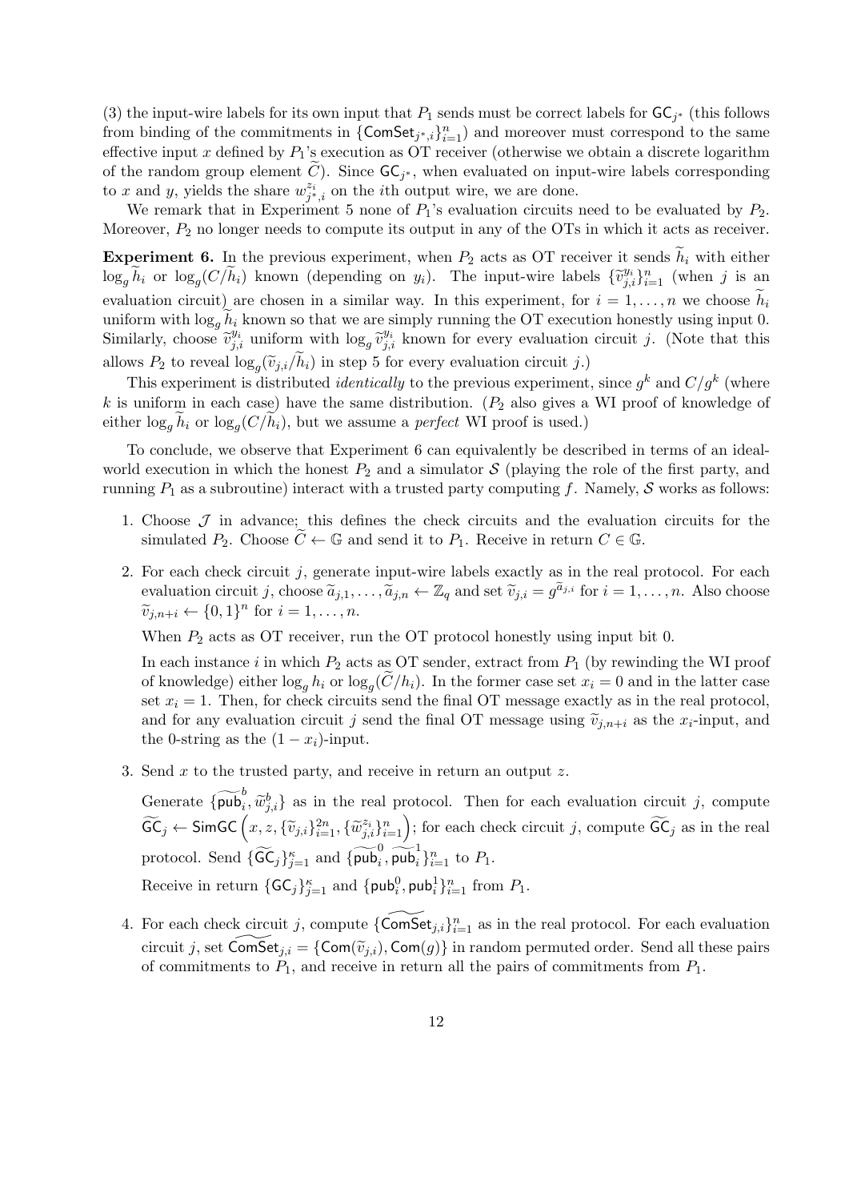(3) the input-wire labels for its own input that $P_1$ sends must be correct labels for $\mathsf{GC}_{j^*}$ (this follows from binding of the commitments in $\{\mathsf{ComSet}_{j^*,i}\}_{i=1}^n$) and moreover must correspond to the same effective input $x$ defined by $P_1$'s execution as OT receiver (otherwise we obtain a discrete logarithm of the random group element $\widetilde{C}$). Since $\mathsf{GC}_{j^*}$, when evaluated on input-wire labels corresponding to $x$ and $y$, yields the share $w^{z_i}_{j^*,i}$ on the $i$th output wire, we are done.

We remark that in Experiment 5 none of $P_1$'s evaluation circuits need to be evaluated by $P_2$. Moreover, $P_2$ no longer needs to compute its output in any of the OTs in which it acts as receiver.

**Experiment 6.** In the previous experiment, when $P_2$ acts as OT receiver it sends $\widetilde{h}_i$ with either $\log_g \widetilde{h}_i$ or $\log_g(C/\widetilde{h}_i)$ known (depending on $y_i$). The input-wire labels $\{\widetilde{v}^{y_i}_{j,i}\}_{i=1}^n$ (when $j$ is an evaluation circuit) are chosen in a similar way. In this experiment, for $i = 1, \ldots, n$ we choose $\widetilde{h}_i$ uniform with $\log_g \widetilde{h}_i$ known so that we are simply running the OT execution honestly using input 0. Similarly, choose $\widetilde{v}^{y_i}_{j,i}$ uniform with $\log_g \widetilde{v}^{y_i}_{j,i}$ known for every evaluation circuit $j$. (Note that this allows $P_2$ to reveal $\log_g(\widetilde{v}_{j,i}/\widetilde{h}_i)$ in step 5 for every evaluation circuit $j$.)

This experiment is distributed *identically* to the previous experiment, since $g^k$ and $C/g^k$ (where $k$ is uniform in each case) have the same distribution. ($P_2$ also gives a WI proof of knowledge of either $\log_g \widetilde{h}_i$ or $\log_g(C/\widetilde{h}_i)$, but we assume a *perfect* WI proof is used.)

To conclude, we observe that Experiment 6 can equivalently be described in terms of an ideal-world execution in which the honest $P_2$ and a simulator $\mathcal{S}$ (playing the role of the first party, and running $P_1$ as a subroutine) interact with a trusted party computing $f$. Namely, $\mathcal{S}$ works as follows:

1. Choose $\mathcal{J}$ in advance; this defines the check circuits and the evaluation circuits for the simulated $P_2$. Choose $\widetilde{C} \leftarrow \mathbb{G}$ and send it to $P_1$. Receive in return $C \in \mathbb{G}$.

2. For each check circuit $j$, generate input-wire labels exactly as in the real protocol. For each evaluation circuit $j$, choose $\widetilde{a}_{j,1}, \ldots, \widetilde{a}_{j,n} \leftarrow \mathbb{Z}_q$ and set $\widetilde{v}_{j,i} = g^{\widetilde{a}_{j,i}}$ for $i = 1, \ldots, n$. Also choose $\widetilde{v}_{j,n+i} \leftarrow \{0,1\}^n$ for $i = 1, \ldots, n$.

   When $P_2$ acts as OT receiver, run the OT protocol honestly using input bit 0.

   In each instance $i$ in which $P_2$ acts as OT sender, extract from $P_1$ (by rewinding the WI proof of knowledge) either $\log_g h_i$ or $\log_g(\widetilde{C}/h_i)$. In the former case set $x_i = 0$ and in the latter case set $x_i = 1$. Then, for check circuits send the final OT message exactly as in the real protocol, and for any evaluation circuit $j$ send the final OT message using $\widetilde{v}_{j,n+i}$ as the $x_i$-input, and the 0-string as the $(1 - x_i)$-input.

3. Send $x$ to the trusted party, and receive in return an output $z$.

   Generate $\{\widetilde{\mathsf{pub}}^b_i, \widetilde{w}^b_{j,i}\}$ as in the real protocol. Then for each evaluation circuit $j$, compute $\widetilde{\mathsf{GC}}_j \leftarrow \mathsf{SimGC}\left(x, z, \{\widetilde{v}_{j,i}\}_{i=1}^{2n}, \{\widetilde{w}^{z_i}_{j,i}\}_{i=1}^n\right)$; for each check circuit $j$, compute $\widetilde{\mathsf{GC}}_j$ as in the real protocol. Send $\{\widetilde{\mathsf{GC}}_j\}_{j=1}^\kappa$ and $\{\widetilde{\mathsf{pub}}^0_i, \widetilde{\mathsf{pub}}^1_i\}_{i=1}^n$ to $P_1$.

   Receive in return $\{\mathsf{GC}_j\}_{j=1}^\kappa$ and $\{\mathsf{pub}^0_i, \mathsf{pub}^1_i\}_{i=1}^n$ from $P_1$.

4. For each check circuit $j$, compute $\{\widetilde{\mathsf{ComSet}}_{j,i}\}_{i=1}^n$ as in the real protocol. For each evaluation circuit $j$, set $\widetilde{\mathsf{ComSet}}_{j,i} = \{\mathsf{Com}(\widetilde{v}_{j,i}), \mathsf{Com}(g)\}$ in random permuted order. Send all these pairs of commitments to $P_1$, and receive in return all the pairs of commitments from $P_1$.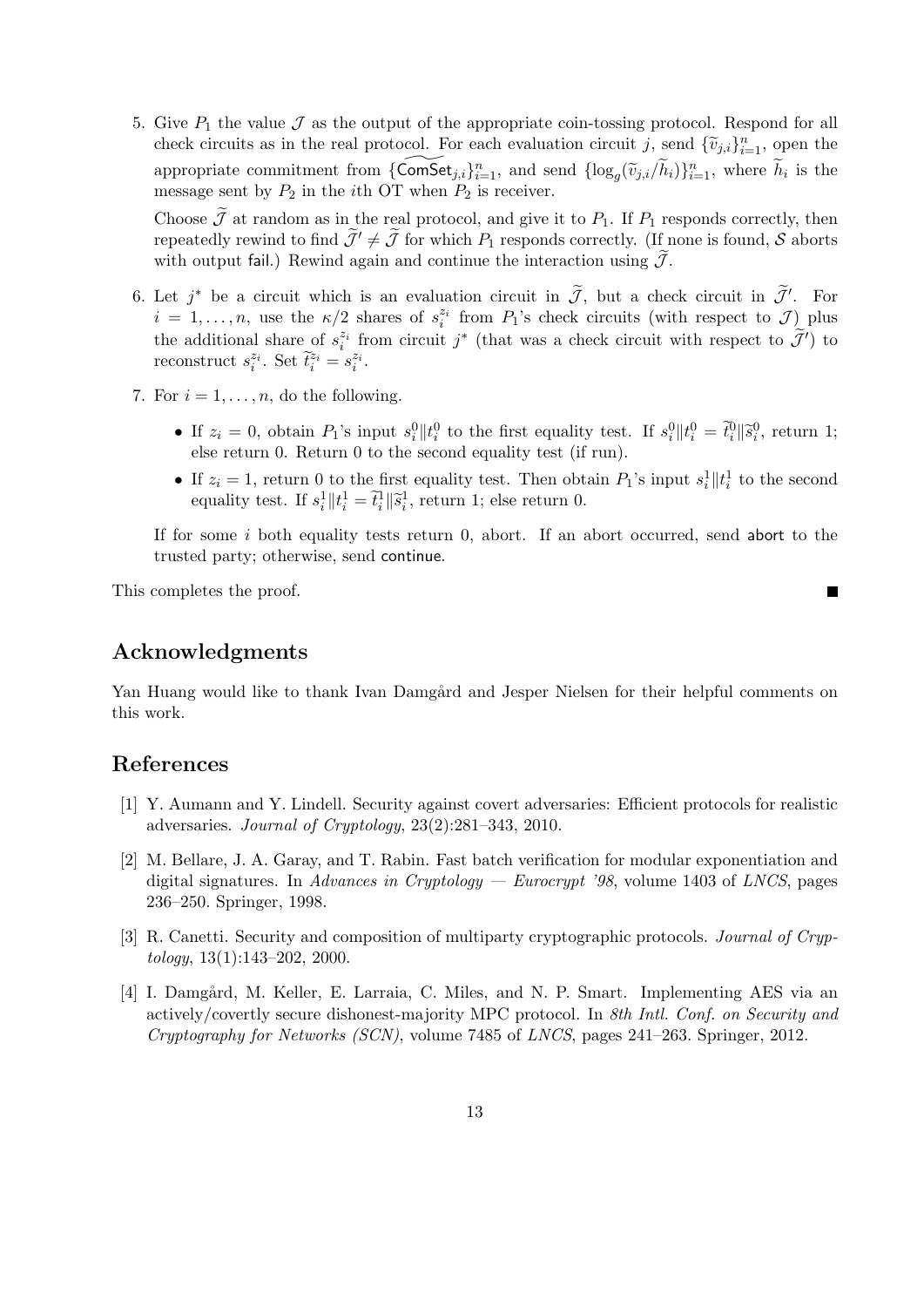5. Give $P_1$ the value $\mathcal{J}$ as the output of the appropriate coin-tossing protocol. Respond for all check circuits as in the real protocol. For each evaluation circuit $j$, send $\{\widetilde{v}_{j,i}\}_{i=1}^n$, open the appropriate commitment from $\{\widetilde{\mathsf{ComSet}}_{j,i}\}_{i=1}^n$, and send $\{\log_g(\widetilde{v}_{j,i}/\widetilde{h}_i)\}_{i=1}^n$, where $\widetilde{h}_i$ is the message sent by $P_2$ in the $i$th OT when $P_2$ is receiver.

   Choose $\widetilde{\mathcal{J}}$ at random as in the real protocol, and give it to $P_1$. If $P_1$ responds correctly, then repeatedly rewind to find $\widetilde{\mathcal{J}}' \neq \widetilde{\mathcal{J}}$ for which $P_1$ responds correctly. (If none is found, $\mathcal{S}$ aborts with output $\mathsf{fail}$.) Rewind again and continue the interaction using $\widetilde{\mathcal{J}}$.

6. Let $j^*$ be a circuit which is an evaluation circuit in $\widetilde{\mathcal{J}}$, but a check circuit in $\widetilde{\mathcal{J}}'$. For $i = 1, \ldots, n$, use the $\kappa/2$ shares of $s_i^{z_i}$ from $P_1$'s check circuits (with respect to $\mathcal{J}$) plus the additional share of $s_i^{z_i}$ from circuit $j^*$ (that was a check circuit with respect to $\widetilde{\mathcal{J}}'$) to reconstruct $s_i^{z_i}$. Set $\widetilde{t}_i^{z_i} = s_i^{z_i}$.

7. For $i = 1, \ldots, n$, do the following.

   - If $z_i = 0$, obtain $P_1$'s input $s_i^0 \| t_i^0$ to the first equality test. If $s_i^0 \| t_i^0 = \widetilde{t}_i^0 \| \widetilde{s}_i^0$, return 1; else return 0. Return 0 to the second equality test (if run).
   - If $z_i = 1$, return 0 to the first equality test. Then obtain $P_1$'s input $s_i^1 \| t_i^1$ to the second equality test. If $s_i^1 \| t_i^1 = \widetilde{t}_i^1 \| \widetilde{s}_i^1$, return 1; else return 0.

   If for some $i$ both equality tests return 0, abort. If an abort occurred, send $\mathsf{abort}$ to the trusted party; otherwise, send $\mathsf{continue}$.

This completes the proof. ∎

## Acknowledgments

Yan Huang would like to thank Ivan Damgård and Jesper Nielsen for their helpful comments on this work.

## References

[1] Y. Aumann and Y. Lindell. Security against covert adversaries: Efficient protocols for realistic adversaries. *Journal of Cryptology*, 23(2):281–343, 2010.

[2] M. Bellare, J. A. Garay, and T. Rabin. Fast batch verification for modular exponentiation and digital signatures. In *Advances in Cryptology — Eurocrypt '98*, volume 1403 of *LNCS*, pages 236–250. Springer, 1998.

[3] R. Canetti. Security and composition of multiparty cryptographic protocols. *Journal of Cryptology*, 13(1):143–202, 2000.

[4] I. Damgård, M. Keller, E. Larraia, C. Miles, and N. P. Smart. Implementing AES via an actively/covertly secure dishonest-majority MPC protocol. In *8th Intl. Conf. on Security and Cryptography for Networks (SCN)*, volume 7485 of *LNCS*, pages 241–263. Springer, 2012.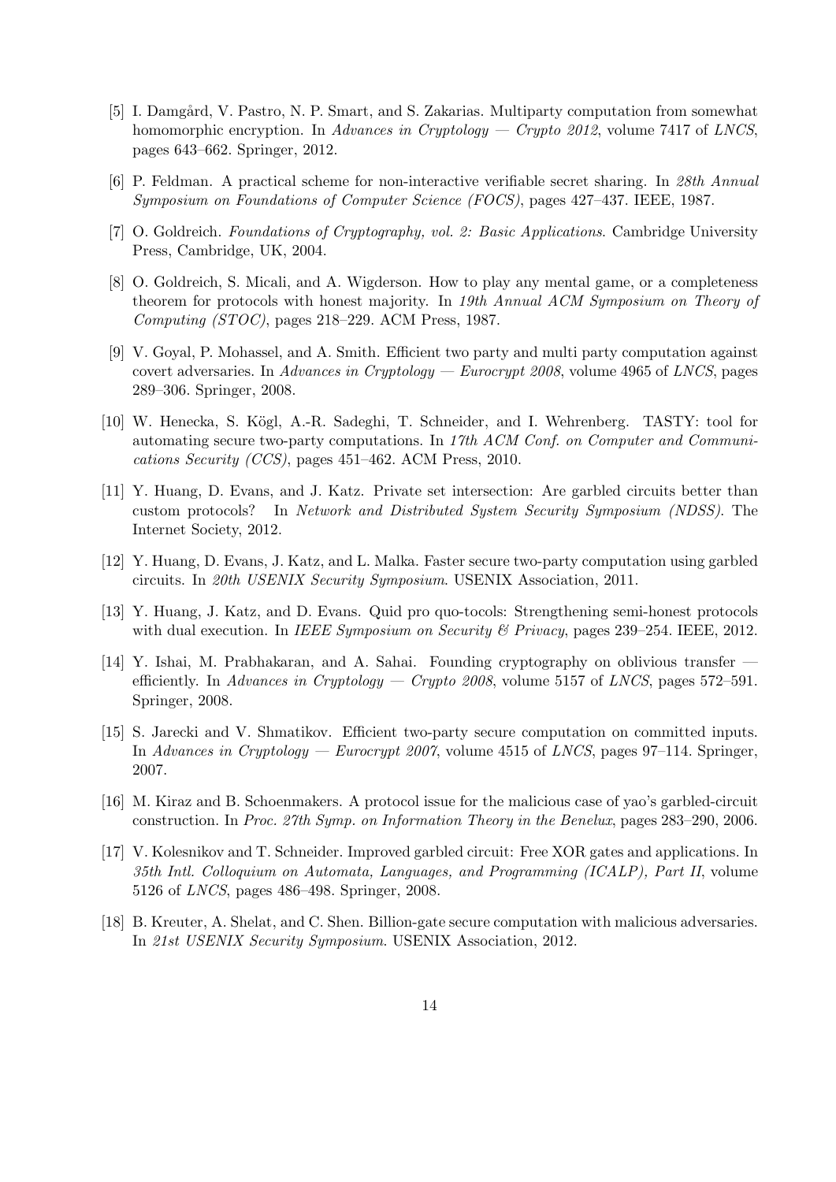[5] I. Damgård, V. Pastro, N. P. Smart, and S. Zakarias. Multiparty computation from somewhat homomorphic encryption. In *Advances in Cryptology — Crypto 2012*, volume 7417 of *LNCS*, pages 643–662. Springer, 2012.

[6] P. Feldman. A practical scheme for non-interactive verifiable secret sharing. In *28th Annual Symposium on Foundations of Computer Science (FOCS)*, pages 427–437. IEEE, 1987.

[7] O. Goldreich. *Foundations of Cryptography, vol. 2: Basic Applications*. Cambridge University Press, Cambridge, UK, 2004.

[8] O. Goldreich, S. Micali, and A. Wigderson. How to play any mental game, or a completeness theorem for protocols with honest majority. In *19th Annual ACM Symposium on Theory of Computing (STOC)*, pages 218–229. ACM Press, 1987.

[9] V. Goyal, P. Mohassel, and A. Smith. Efficient two party and multi party computation against covert adversaries. In *Advances in Cryptology — Eurocrypt 2008*, volume 4965 of *LNCS*, pages 289–306. Springer, 2008.

[10] W. Henecka, S. Kögl, A.-R. Sadeghi, T. Schneider, and I. Wehrenberg. TASTY: tool for automating secure two-party computations. In *17th ACM Conf. on Computer and Communications Security (CCS)*, pages 451–462. ACM Press, 2010.

[11] Y. Huang, D. Evans, and J. Katz. Private set intersection: Are garbled circuits better than custom protocols? In *Network and Distributed System Security Symposium (NDSS)*. The Internet Society, 2012.

[12] Y. Huang, D. Evans, J. Katz, and L. Malka. Faster secure two-party computation using garbled circuits. In *20th USENIX Security Symposium*. USENIX Association, 2011.

[13] Y. Huang, J. Katz, and D. Evans. Quid pro quo-tocols: Strengthening semi-honest protocols with dual execution. In *IEEE Symposium on Security & Privacy*, pages 239–254. IEEE, 2012.

[14] Y. Ishai, M. Prabhakaran, and A. Sahai. Founding cryptography on oblivious transfer — efficiently. In *Advances in Cryptology — Crypto 2008*, volume 5157 of *LNCS*, pages 572–591. Springer, 2008.

[15] S. Jarecki and V. Shmatikov. Efficient two-party secure computation on committed inputs. In *Advances in Cryptology — Eurocrypt 2007*, volume 4515 of *LNCS*, pages 97–114. Springer, 2007.

[16] M. Kiraz and B. Schoenmakers. A protocol issue for the malicious case of yao's garbled-circuit construction. In *Proc. 27th Symp. on Information Theory in the Benelux*, pages 283–290, 2006.

[17] V. Kolesnikov and T. Schneider. Improved garbled circuit: Free XOR gates and applications. In *35th Intl. Colloquium on Automata, Languages, and Programming (ICALP), Part II*, volume 5126 of *LNCS*, pages 486–498. Springer, 2008.

[18] B. Kreuter, A. Shelat, and C. Shen. Billion-gate secure computation with malicious adversaries. In *21st USENIX Security Symposium*. USENIX Association, 2012.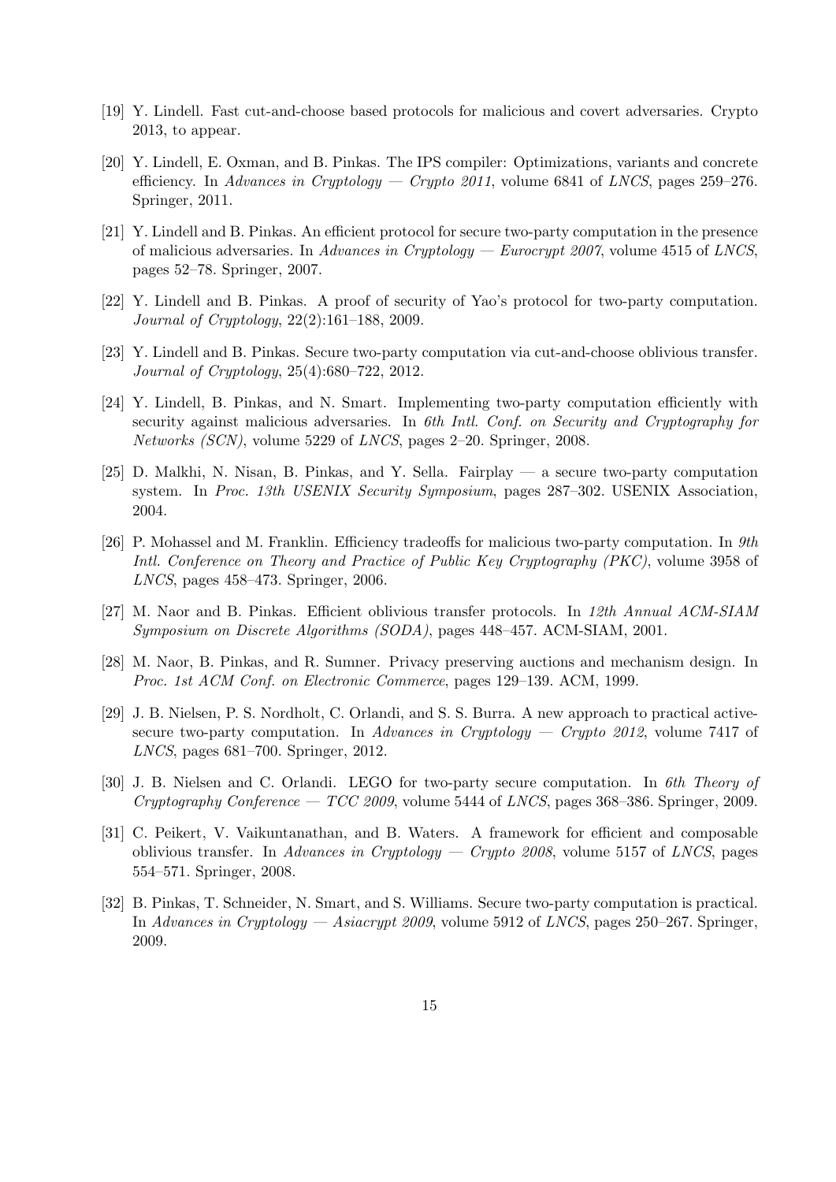[19] Y. Lindell. Fast cut-and-choose based protocols for malicious and covert adversaries. Crypto 2013, to appear.

[20] Y. Lindell, E. Oxman, and B. Pinkas. The IPS compiler: Optimizations, variants and concrete efficiency. In *Advances in Cryptology — Crypto 2011*, volume 6841 of *LNCS*, pages 259–276. Springer, 2011.

[21] Y. Lindell and B. Pinkas. An efficient protocol for secure two-party computation in the presence of malicious adversaries. In *Advances in Cryptology — Eurocrypt 2007*, volume 4515 of *LNCS*, pages 52–78. Springer, 2007.

[22] Y. Lindell and B. Pinkas. A proof of security of Yao's protocol for two-party computation. *Journal of Cryptology*, 22(2):161–188, 2009.

[23] Y. Lindell and B. Pinkas. Secure two-party computation via cut-and-choose oblivious transfer. *Journal of Cryptology*, 25(4):680–722, 2012.

[24] Y. Lindell, B. Pinkas, and N. Smart. Implementing two-party computation efficiently with security against malicious adversaries. In *6th Intl. Conf. on Security and Cryptography for Networks (SCN)*, volume 5229 of *LNCS*, pages 2–20. Springer, 2008.

[25] D. Malkhi, N. Nisan, B. Pinkas, and Y. Sella. Fairplay — a secure two-party computation system. In *Proc. 13th USENIX Security Symposium*, pages 287–302. USENIX Association, 2004.

[26] P. Mohassel and M. Franklin. Efficiency tradeoffs for malicious two-party computation. In *9th Intl. Conference on Theory and Practice of Public Key Cryptography (PKC)*, volume 3958 of *LNCS*, pages 458–473. Springer, 2006.

[27] M. Naor and B. Pinkas. Efficient oblivious transfer protocols. In *12th Annual ACM-SIAM Symposium on Discrete Algorithms (SODA)*, pages 448–457. ACM-SIAM, 2001.

[28] M. Naor, B. Pinkas, and R. Sumner. Privacy preserving auctions and mechanism design. In *Proc. 1st ACM Conf. on Electronic Commerce*, pages 129–139. ACM, 1999.

[29] J. B. Nielsen, P. S. Nordholt, C. Orlandi, and S. S. Burra. A new approach to practical active-secure two-party computation. In *Advances in Cryptology — Crypto 2012*, volume 7417 of *LNCS*, pages 681–700. Springer, 2012.

[30] J. B. Nielsen and C. Orlandi. LEGO for two-party secure computation. In *6th Theory of Cryptography Conference — TCC 2009*, volume 5444 of *LNCS*, pages 368–386. Springer, 2009.

[31] C. Peikert, V. Vaikuntanathan, and B. Waters. A framework for efficient and composable oblivious transfer. In *Advances in Cryptology — Crypto 2008*, volume 5157 of *LNCS*, pages 554–571. Springer, 2008.

[32] B. Pinkas, T. Schneider, N. Smart, and S. Williams. Secure two-party computation is practical. In *Advances in Cryptology — Asiacrypt 2009*, volume 5912 of *LNCS*, pages 250–267. Springer, 2009.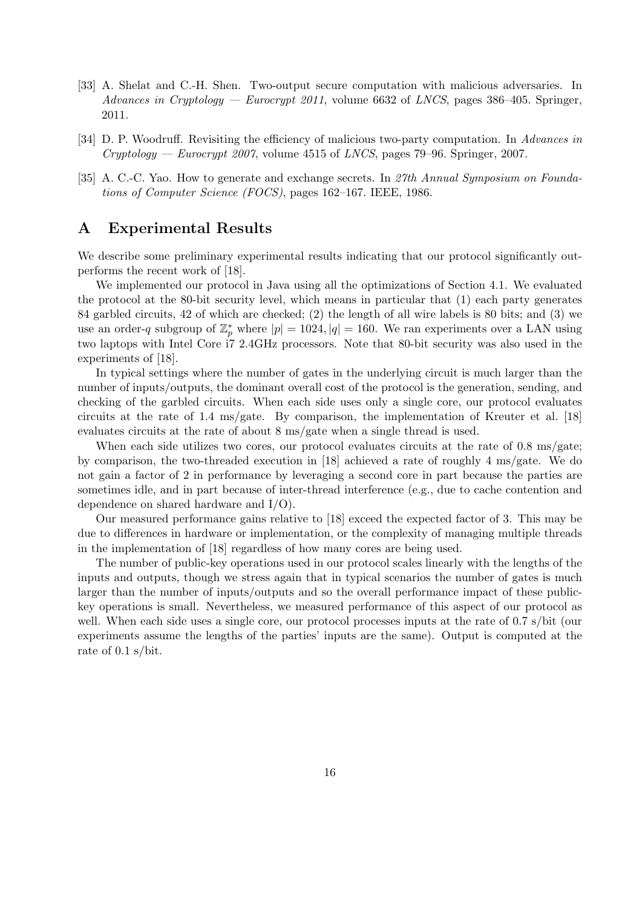[33] A. Shelat and C.-H. Shen. Two-output secure computation with malicious adversaries. In *Advances in Cryptology — Eurocrypt 2011*, volume 6632 of *LNCS*, pages 386–405. Springer, 2011.

[34] D. P. Woodruff. Revisiting the efficiency of malicious two-party computation. In *Advances in Cryptology — Eurocrypt 2007*, volume 4515 of *LNCS*, pages 79–96. Springer, 2007.

[35] A. C.-C. Yao. How to generate and exchange secrets. In *27th Annual Symposium on Foundations of Computer Science (FOCS)*, pages 162–167. IEEE, 1986.

## A Experimental Results

We describe some preliminary experimental results indicating that our protocol significantly outperforms the recent work of [18].

We implemented our protocol in Java using all the optimizations of Section 4.1. We evaluated the protocol at the 80-bit security level, which means in particular that (1) each party generates 84 garbled circuits, 42 of which are checked; (2) the length of all wire labels is 80 bits; and (3) we use an order-$q$ subgroup of $\mathbb{Z}_p^*$ where $|p| = 1024, |q| = 160$. We ran experiments over a LAN using two laptops with Intel Core i7 2.4GHz processors. Note that 80-bit security was also used in the experiments of [18].

In typical settings where the number of gates in the underlying circuit is much larger than the number of inputs/outputs, the dominant overall cost of the protocol is the generation, sending, and checking of the garbled circuits. When each side uses only a single core, our protocol evaluates circuits at the rate of 1.4 ms/gate. By comparison, the implementation of Kreuter et al. [18] evaluates circuits at the rate of about 8 ms/gate when a single thread is used.

When each side utilizes two cores, our protocol evaluates circuits at the rate of 0.8 ms/gate; by comparison, the two-threaded execution in [18] achieved a rate of roughly 4 ms/gate. We do not gain a factor of 2 in performance by leveraging a second core in part because the parties are sometimes idle, and in part because of inter-thread interference (e.g., due to cache contention and dependence on shared hardware and I/O).

Our measured performance gains relative to [18] exceed the expected factor of 3. This may be due to differences in hardware or implementation, or the complexity of managing multiple threads in the implementation of [18] regardless of how many cores are being used.

The number of public-key operations used in our protocol scales linearly with the lengths of the inputs and outputs, though we stress again that in typical scenarios the number of gates is much larger than the number of inputs/outputs and so the overall performance impact of these public-key operations is small. Nevertheless, we measured performance of this aspect of our protocol as well. When each side uses a single core, our protocol processes inputs at the rate of 0.7 s/bit (our experiments assume the lengths of the parties' inputs are the same). Output is computed at the rate of 0.1 s/bit.